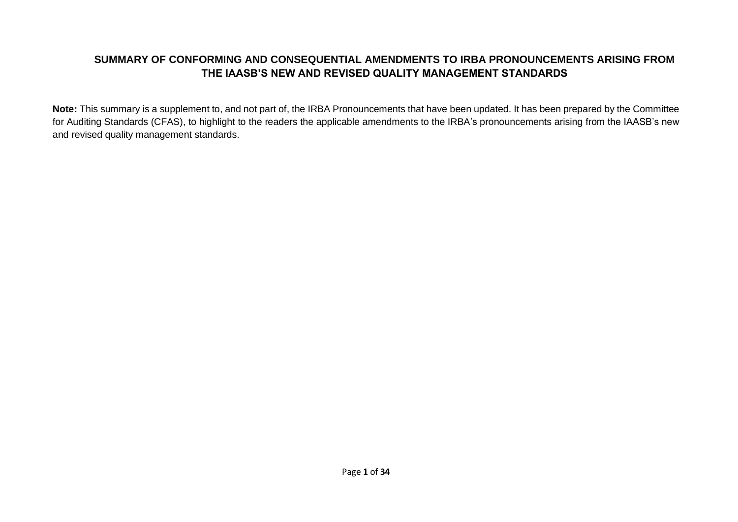# SUMMARY OF CONFORMING AND CONSEQUENTIAL AMENDMENTS TO IRBA PRONOUNCEMENTS ARISING FROM THE IAASB'S NEW AND REVISED QUALITY MANAGEMENT STANDARDS

**Note:** This summary is a supplement to, and not part of, the IRBA Pronouncements that have been updated. It has been prepared by the Committee for Auditing Standards (CFAS), to highlight to the readers the applicable amendments to the IRBA's pronouncements arising from the IAASB's new and revised quality management standards.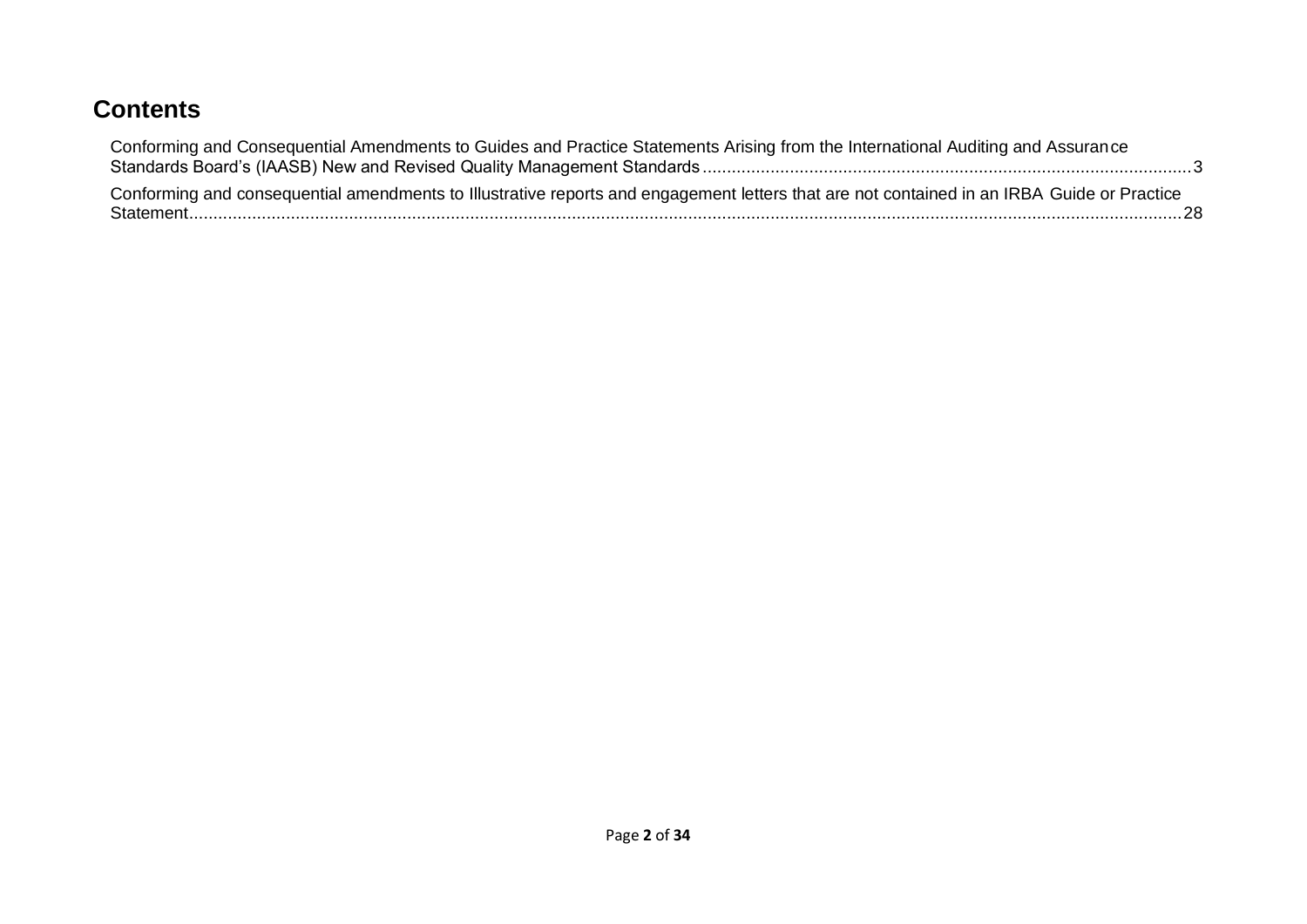# Contents

Conforming and Consequential Amendments to Guides and Practice Statements Arising from the International Auditing and Assurance Standards Board's (IAASB) New and Revised Quality Management Standards ..... 3

Conforming and consequential amendments to Illustrative reports and engagement letters that are not contained in an IRBA Guide or Practice Statement ..... 28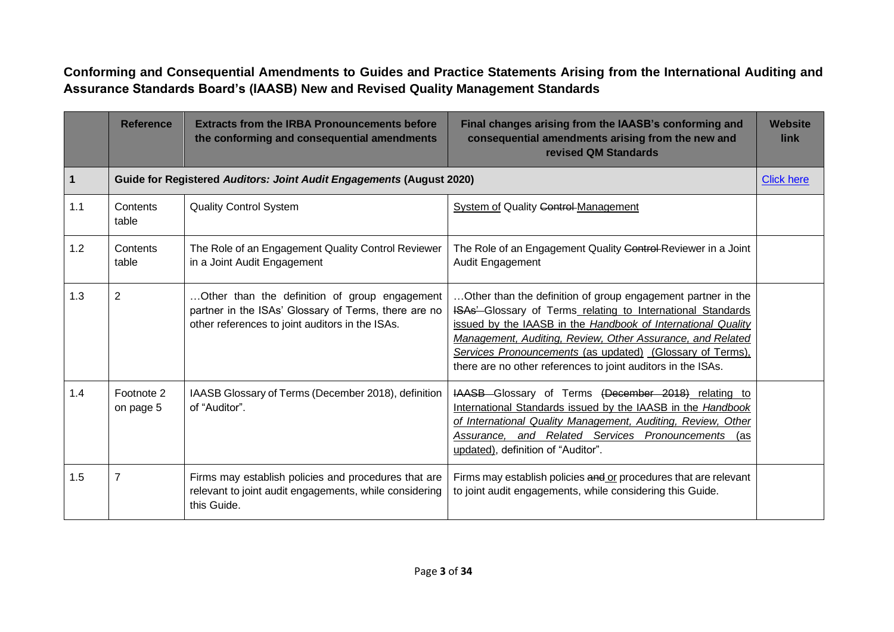# Conforming and Consequential Amendments to Guides and Practice Statements Arising from the International Auditing and Assurance Standards Board's (IAASB) New and Revised Quality Management Standards

| | Reference | Extracts from the IRBA Pronouncements before the conforming and consequential amendments | Final changes arising from the IAASB's conforming and consequential amendments arising from the new and revised QM Standards | Website link |
|---|---|---|---|---|
| **1** | **Guide for Registered *Auditors: Joint Audit Engagements* (August 2020)** | | | Click here |
| 1.1 | Contents table | Quality Control System | <u>System of</u> Quality ~~Control~~ <u>Management</u> | |
| 1.2 | Contents table | The Role of an Engagement Quality Control Reviewer in a Joint Audit Engagement | The Role of an Engagement Quality ~~Control~~ Reviewer in a Joint Audit Engagement | |
| 1.3 | 2 | …Other than the definition of group engagement partner in the ISAs' Glossary of Terms, there are no other references to joint auditors in the ISAs. | …Other than the definition of group engagement partner in the ~~ISAs'~~ Glossary of Terms <u>relating to International Standards issued by the IAASB in the *Handbook of International Quality Management, Auditing, Review, Other Assurance, and Related Services Pronouncements* (as updated) (Glossary of Terms)</u>, there are no other references to joint auditors in the ISAs. | |
| 1.4 | Footnote 2 on page 5 | IAASB Glossary of Terms (December 2018), definition of "Auditor". | ~~IAASB~~ Glossary of Terms ~~(December 2018)~~ <u>relating to International Standards issued by the IAASB in the *Handbook of International Quality Management, Auditing, Review, Other Assurance, and Related Services Pronouncements* (as updated)</u>, definition of "Auditor". | |
| 1.5 | 7 | Firms may establish policies and procedures that are relevant to joint audit engagements, while considering this Guide. | Firms may establish policies ~~and~~ <u>or</u> procedures that are relevant to joint audit engagements, while considering this Guide. | |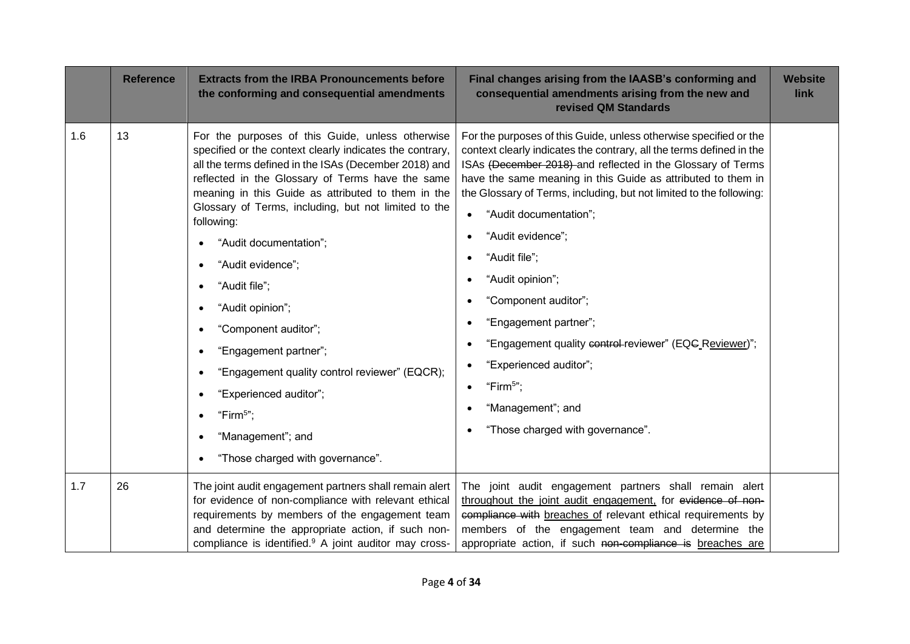| | Reference | Extracts from the IRBA Pronouncements before the conforming and consequential amendments | Final changes arising from the IAASB's conforming and consequential amendments arising from the new and revised QM Standards | Website link |
|---|---|---|---|---|
| 1.6 | 13 | For the purposes of this Guide, unless otherwise specified or the context clearly indicates the contrary, all the terms defined in the ISAs (December 2018) and reflected in the Glossary of Terms have the same meaning in this Guide as attributed to them in the Glossary of Terms, including, but not limited to the following:<br>• "Audit documentation";<br>• "Audit evidence";<br>• "Audit file";<br>• "Audit opinion";<br>• "Component auditor";<br>• "Engagement partner";<br>• "Engagement quality control reviewer" (EQCR);<br>• "Experienced auditor";<br>• "Firm[5]";<br>• "Management"; and<br>• "Those charged with governance". | For the purposes of this Guide, unless otherwise specified or the context clearly indicates the contrary, all the terms defined in the ISAs ~~(December 2018)~~ and reflected in the Glossary of Terms have the same meaning in this Guide as attributed to them in the Glossary of Terms, including, but not limited to the following:<br>• "Audit documentation";<br>• "Audit evidence";<br>• "Audit file";<br>• "Audit opinion";<br>• "Component auditor";<br>• "Engagement partner";<br>• "Engagement quality ~~control~~ reviewer" (EQ~~C~~ <u>Reviewer</u>)";<br>• "Experienced auditor";<br>• "Firm[5]";<br>• "Management"; and<br>• "Those charged with governance". | |
| 1.7 | 26 | The joint audit engagement partners shall remain alert for evidence of non-compliance with relevant ethical requirements by members of the engagement team and determine the appropriate action, if such non-compliance is identified.[9] A joint auditor may cross- | The joint audit engagement partners shall remain alert <u>throughout the joint audit engagement,</u> for ~~evidence of non-compliance with~~ <u>breaches of</u> relevant ethical requirements by members of the engagement team and determine the appropriate action, if such ~~non-compliance is~~ <u>breaches are</u> | |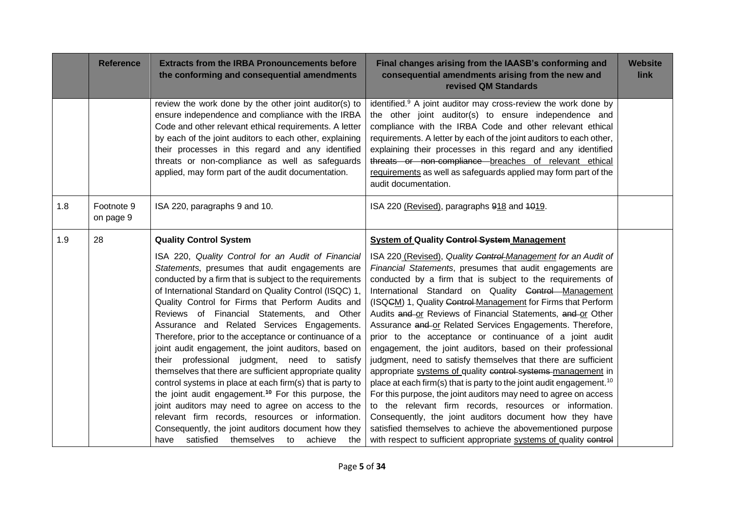| | Reference | Extracts from the IRBA Pronouncements before the conforming and consequential amendments | Final changes arising from the IAASB's conforming and consequential amendments arising from the new and revised QM Standards | Website link |
|---|---|---|---|---|
| | | review the work done by the other joint auditor(s) to ensure independence and compliance with the IRBA Code and other relevant ethical requirements. A letter by each of the joint auditors to each other, explaining their processes in this regard and any identified threats or non-compliance as well as safeguards applied, may form part of the audit documentation. | identified.[9] A joint auditor may cross-review the work done by the other joint auditor(s) to ensure independence and compliance with the IRBA Code and other relevant ethical requirements. A letter by each of the joint auditors to each other, explaining their processes in this regard and any identified ~~threats or non-compliance~~ <u>breaches of relevant ethical requirements</u> as well as safeguards applied may form part of the audit documentation. | |
| 1.8 | Footnote 9 on page 9 | ISA 220, paragraphs 9 and 10. | ISA 220 <u>(Revised)</u>, paragraphs ~~9~~<u>18</u> and ~~10~~<u>19</u>. | |
| 1.9 | 28 | **Quality Control System**<br><br>ISA 220, *Quality Control for an Audit of Financial Statements*, presumes that audit engagements are conducted by a firm that is subject to the requirements of International Standard on Quality Control (ISQC) 1, Quality Control for Firms that Perform Audits and Reviews of Financial Statements, and Other Assurance and Related Services Engagements. Therefore, prior to the acceptance or continuance of a joint audit engagement, the joint auditors, based on their professional judgment, need to satisfy themselves that there are sufficient appropriate quality control systems in place at each firm(s) that is party to the joint audit engagement.[10] For this purpose, the joint auditors may need to agree on access to the relevant firm records, resources or information. Consequently, the joint auditors document how they have satisfied themselves to achieve the | **<u>System of</u> Quality ~~Control System~~ <u>Management</u>**<br><br>ISA 220 <u>(Revised)</u>, *Quality ~~Control~~ <u>Management</u> for an Audit of Financial Statements*, presumes that audit engagements are conducted by a firm that is subject to the requirements of International Standard on Quality ~~Control~~ <u>Management</u> (ISQ~~C~~<u>M</u>) 1, Quality ~~Control~~ <u>Management</u> for Firms that Perform Audits ~~and~~ <u>or</u> Reviews of Financial Statements, ~~and~~ <u>or</u> Other Assurance ~~and~~ <u>or</u> Related Services Engagements. Therefore, prior to the acceptance or continuance of a joint audit engagement, the joint auditors, based on their professional judgment, need to satisfy themselves that there are sufficient appropriate <u>systems of</u> quality ~~control systems~~ <u>management</u> in place at each firm(s) that is party to the joint audit engagement.[10] For this purpose, the joint auditors may need to agree on access to the relevant firm records, resources or information. Consequently, the joint auditors document how they have satisfied themselves to achieve the abovementioned purpose with respect to sufficient appropriate <u>systems of</u> quality ~~control~~ | |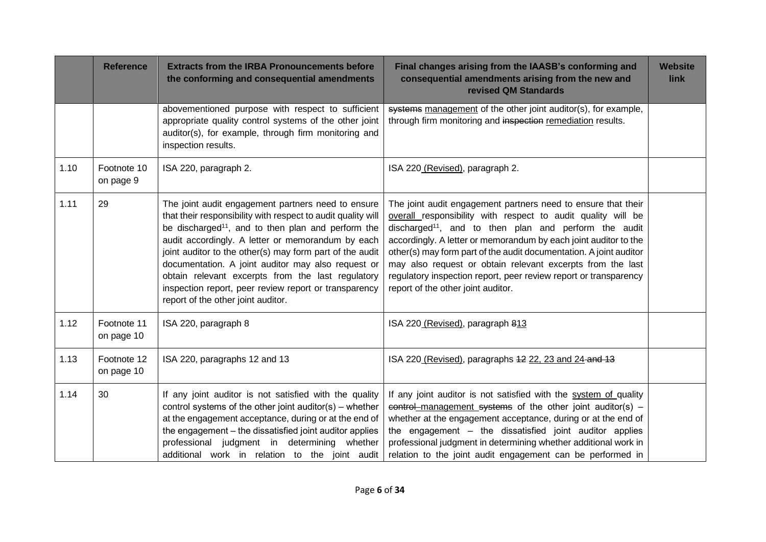| | Reference | Extracts from the IRBA Pronouncements before the conforming and consequential amendments | Final changes arising from the IAASB's conforming and consequential amendments arising from the new and revised QM Standards | Website link |
|---|---|---|---|---|
| | | abovementioned purpose with respect to sufficient appropriate quality control systems of the other joint auditor(s), for example, through firm monitoring and inspection results. | ~~systems~~ <u>management</u> of the other joint auditor(s), for example, through firm monitoring and ~~inspection~~ <u>remediation</u> results. | |
| 1.10 | Footnote 10 on page 9 | ISA 220, paragraph 2. | ISA 220 <u>(Revised)</u>, paragraph 2. | |
| 1.11 | 29 | The joint audit engagement partners need to ensure that their responsibility with respect to audit quality will be discharged[11], and to then plan and perform the audit accordingly. A letter or memorandum by each joint auditor to the other(s) may form part of the audit documentation. A joint auditor may also request or obtain relevant excerpts from the last regulatory inspection report, peer review report or transparency report of the other joint auditor. | The joint audit engagement partners need to ensure that their <u>overall</u> responsibility with respect to audit quality will be discharged[11], and to then plan and perform the audit accordingly. A letter or memorandum by each joint auditor to the other(s) may form part of the audit documentation. A joint auditor may also request or obtain relevant excerpts from the last regulatory inspection report, peer review report or transparency report of the other joint auditor. | |
| 1.12 | Footnote 11 on page 10 | ISA 220, paragraph 8 | ISA 220 <u>(Revised)</u>, paragraph ~~8~~<u>13</u> | |
| 1.13 | Footnote 12 on page 10 | ISA 220, paragraphs 12 and 13 | ISA 220 <u>(Revised)</u>, paragraphs ~~12~~ <u>22, 23 and 24</u> ~~and 13~~ | |
| 1.14 | 30 | If any joint auditor is not satisfied with the quality control systems of the other joint auditor(s) – whether at the engagement acceptance, during or at the end of the engagement – the dissatisfied joint auditor applies professional judgment in determining whether additional work in relation to the joint audit | If any joint auditor is not satisfied with the <u>system of</u> quality ~~control~~ <u>management</u> ~~systems~~ of the other joint auditor(s) – whether at the engagement acceptance, during or at the end of the engagement – the dissatisfied joint auditor applies professional judgment in determining whether additional work in relation to the joint audit engagement can be performed in | |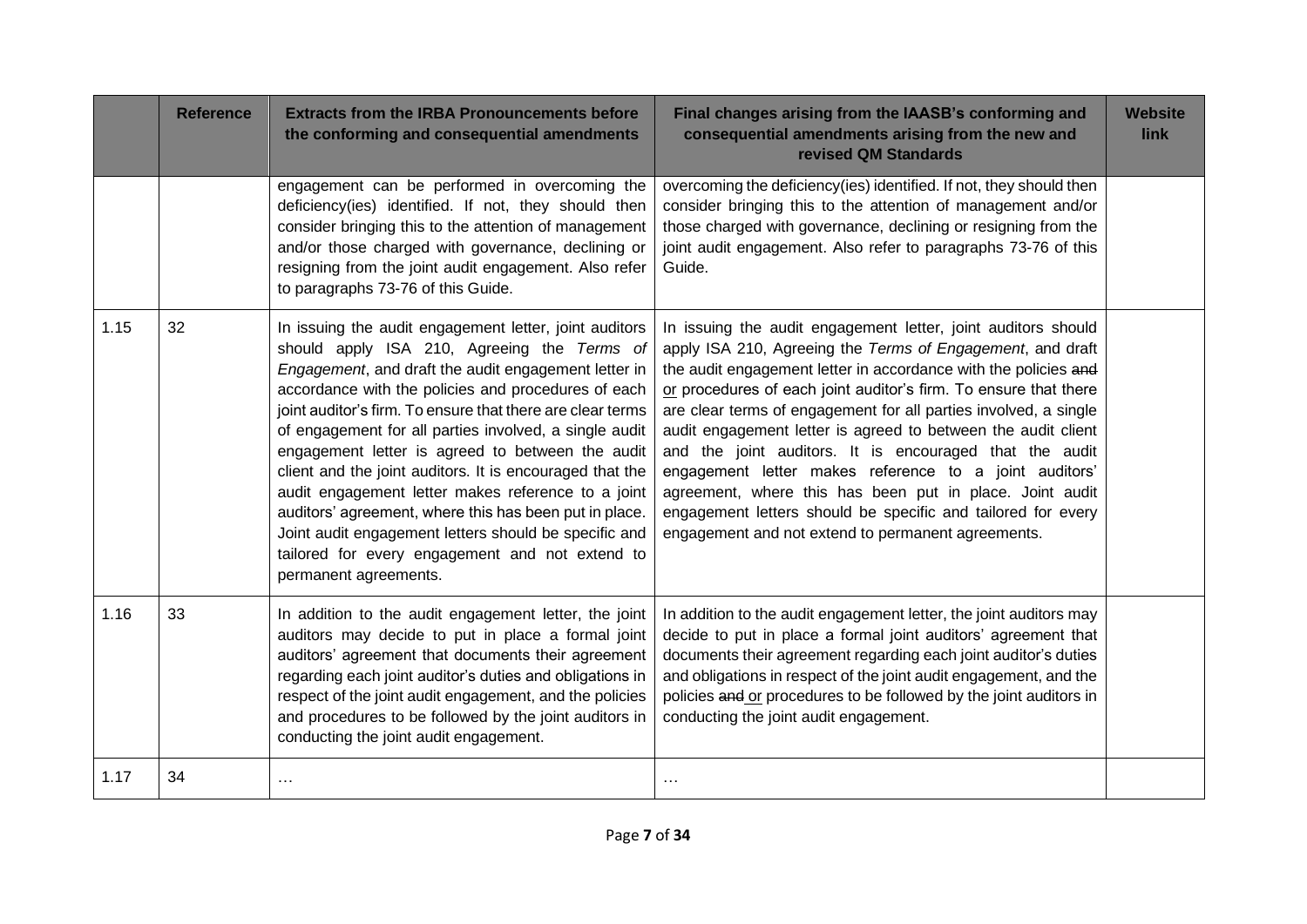| | Reference | Extracts from the IRBA Pronouncements before the conforming and consequential amendments | Final changes arising from the IAASB's conforming and consequential amendments arising from the new and revised QM Standards | Website link |
|---|---|---|---|---|
| | | engagement can be performed in overcoming the deficiency(ies) identified. If not, they should then consider bringing this to the attention of management and/or those charged with governance, declining or resigning from the joint audit engagement. Also refer to paragraphs 73-76 of this Guide. | overcoming the deficiency(ies) identified. If not, they should then consider bringing this to the attention of management and/or those charged with governance, declining or resigning from the joint audit engagement. Also refer to paragraphs 73-76 of this Guide. | |
| 1.15 | 32 | In issuing the audit engagement letter, joint auditors should apply ISA 210, Agreeing the *Terms of Engagement*, and draft the audit engagement letter in accordance with the policies and procedures of each joint auditor's firm. To ensure that there are clear terms of engagement for all parties involved, a single audit engagement letter is agreed to between the audit client and the joint auditors. It is encouraged that the audit engagement letter makes reference to a joint auditors' agreement, where this has been put in place. Joint audit engagement letters should be specific and tailored for every engagement and not extend to permanent agreements. | In issuing the audit engagement letter, joint auditors should apply ISA 210, Agreeing the *Terms of Engagement*, and draft the audit engagement letter in accordance with the policies ~~and~~ or procedures of each joint auditor's firm. To ensure that there are clear terms of engagement for all parties involved, a single audit engagement letter is agreed to between the audit client and the joint auditors. It is encouraged that the audit engagement letter makes reference to a joint auditors' agreement, where this has been put in place. Joint audit engagement letters should be specific and tailored for every engagement and not extend to permanent agreements. | |
| 1.16 | 33 | In addition to the audit engagement letter, the joint auditors may decide to put in place a formal joint auditors' agreement that documents their agreement regarding each joint auditor's duties and obligations in respect of the joint audit engagement, and the policies and procedures to be followed by the joint auditors in conducting the joint audit engagement. | In addition to the audit engagement letter, the joint auditors may decide to put in place a formal joint auditors' agreement that documents their agreement regarding each joint auditor's duties and obligations in respect of the joint audit engagement, and the policies ~~and~~ or procedures to be followed by the joint auditors in conducting the joint audit engagement. | |
| 1.17 | 34 | … | … | |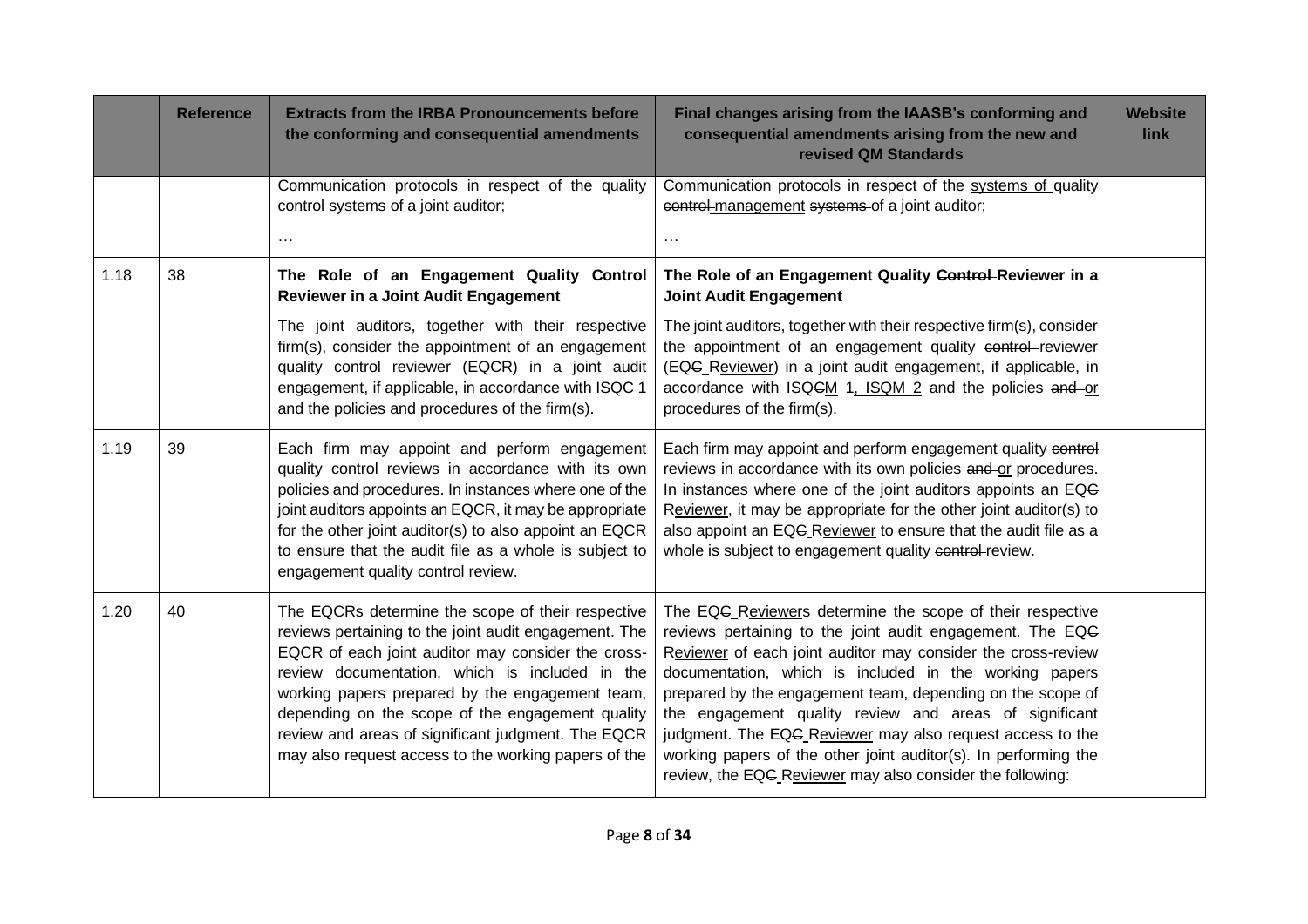| | Reference | Extracts from the IRBA Pronouncements before the conforming and consequential amendments | Final changes arising from the IAASB's conforming and consequential amendments arising from the new and revised QM Standards | Website link |
|---|---|---|---|---|
| | | Communication protocols in respect of the quality control systems of a joint auditor;<br>… | Communication protocols in respect of the <u>systems of</u> quality ~~control~~ <u>management</u> ~~systems~~ of a joint auditor;<br>… | |
| 1.18 | 38 | **The Role of an Engagement Quality Control Reviewer in a Joint Audit Engagement**<br>The joint auditors, together with their respective firm(s), consider the appointment of an engagement quality control reviewer (EQCR) in a joint audit engagement, if applicable, in accordance with ISQC 1 and the policies and procedures of the firm(s). | **The Role of an Engagement Quality ~~Control~~ Reviewer in a Joint Audit Engagement**<br>The joint auditors, together with their respective firm(s), consider the appointment of an engagement quality ~~control~~ reviewer (EQ~~C~~ <u>Reviewer</u>) in a joint audit engagement, if applicable, in accordance with ISQ~~C~~<u>M</u> 1<u>, ISQM 2</u> and the policies ~~and~~ <u>or</u> procedures of the firm(s). | |
| 1.19 | 39 | Each firm may appoint and perform engagement quality control reviews in accordance with its own policies and procedures. In instances where one of the joint auditors appoints an EQCR, it may be appropriate for the other joint auditor(s) to also appoint an EQCR to ensure that the audit file as a whole is subject to engagement quality control review. | Each firm may appoint and perform engagement quality ~~control~~ reviews in accordance with its own policies ~~and~~ <u>or</u> procedures. In instances where one of the joint auditors appoints an EQ~~C~~ <u>Reviewer</u>, it may be appropriate for the other joint auditor(s) to also appoint an EQ~~C~~ <u>Reviewer</u> to ensure that the audit file as a whole is subject to engagement quality ~~control~~ review. | |
| 1.20 | 40 | The EQCRs determine the scope of their respective reviews pertaining to the joint audit engagement. The EQCR of each joint auditor may consider the cross-review documentation, which is included in the working papers prepared by the engagement team, depending on the scope of the engagement quality review and areas of significant judgment. The EQCR may also request access to the working papers of the | The EQ~~C~~ <u>Reviewer</u>s determine the scope of their respective reviews pertaining to the joint audit engagement. The EQ~~C~~ <u>Reviewer</u> of each joint auditor may consider the cross-review documentation, which is included in the working papers prepared by the engagement team, depending on the scope of the engagement quality review and areas of significant judgment. The EQ~~C~~ <u>Reviewer</u> may also request access to the working papers of the other joint auditor(s). In performing the review, the EQ~~C~~ <u>Reviewer</u> may also consider the following: | |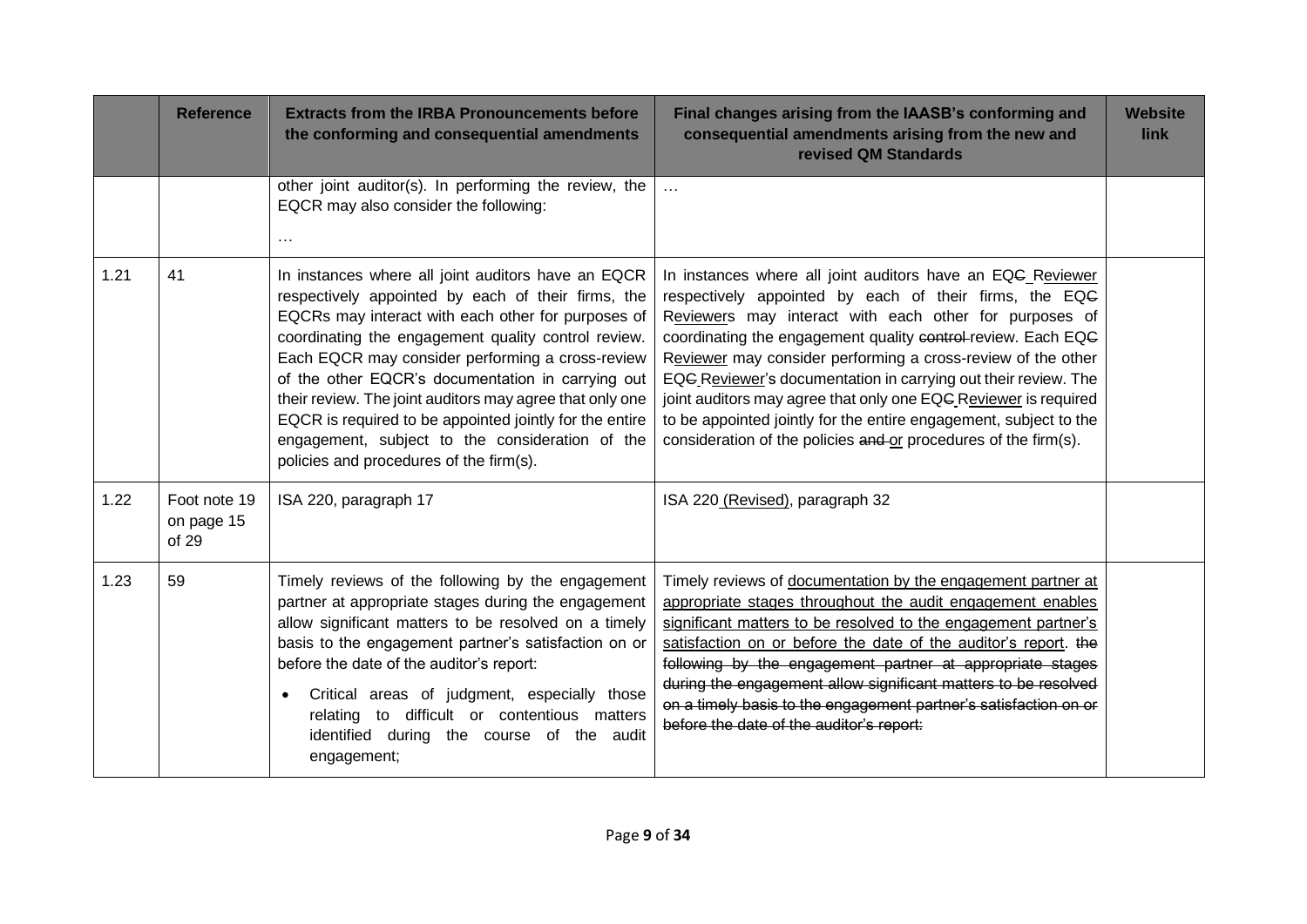| | Reference | Extracts from the IRBA Pronouncements before the conforming and consequential amendments | Final changes arising from the IAASB's conforming and consequential amendments arising from the new and revised QM Standards | Website link |
|---|---|---|---|---|
| | | other joint auditor(s). In performing the review, the EQCR may also consider the following: … | … | |
| 1.21 | 41 | In instances where all joint auditors have an EQCR respectively appointed by each of their firms, the EQCRs may interact with each other for purposes of coordinating the engagement quality control review. Each EQCR may consider performing a cross-review of the other EQCR's documentation in carrying out their review. The joint auditors may agree that only one EQCR is required to be appointed jointly for the entire engagement, subject to the consideration of the policies and procedures of the firm(s). | In instances where all joint auditors have an EQ~~C~~ Reviewer respectively appointed by each of their firms, the EQ~~C~~ Reviewers may interact with each other for purposes of coordinating the engagement quality ~~control~~ review. Each EQ~~C~~ Reviewer may consider performing a cross-review of the other EQ~~C~~ Reviewer's documentation in carrying out their review. The joint auditors may agree that only one EQ~~C~~ Reviewer is required to be appointed jointly for the entire engagement, subject to the consideration of the policies ~~and~~ or procedures of the firm(s). | |
| 1.22 | Foot note 19 on page 15 of 29 | ISA 220, paragraph 17 | ISA 220 (Revised), paragraph 32 | |
| 1.23 | 59 | Timely reviews of the following by the engagement partner at appropriate stages during the engagement allow significant matters to be resolved on a timely basis to the engagement partner's satisfaction on or before the date of the auditor's report:<br>• Critical areas of judgment, especially those relating to difficult or contentious matters identified during the course of the audit engagement; | Timely reviews of documentation by the engagement partner at appropriate stages throughout the audit engagement enables significant matters to be resolved to the engagement partner's satisfaction on or before the date of the auditor's report. ~~the following by the engagement partner at appropriate stages during the engagement allow significant matters to be resolved on a timely basis to the engagement partner's satisfaction on or before the date of the auditor's report:~~ | |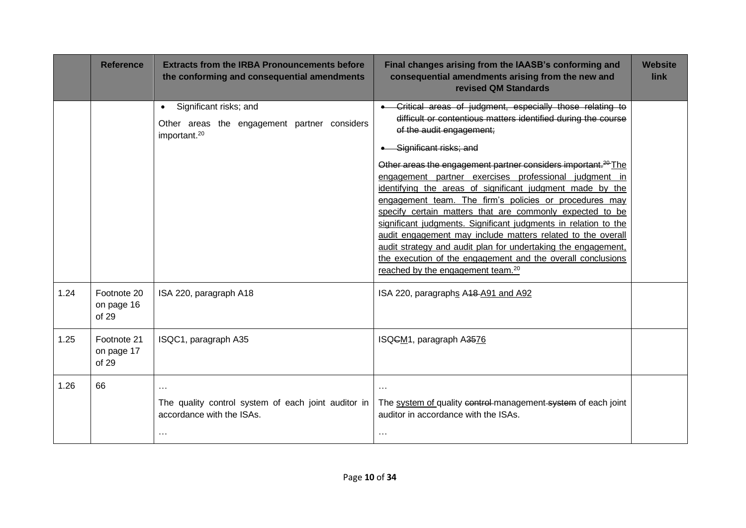| | Reference | Extracts from the IRBA Pronouncements before the conforming and consequential amendments | Final changes arising from the IAASB's conforming and consequential amendments arising from the new and revised QM Standards | Website link |
|---|---|---|---|---|
| | | • Significant risks; and<br><br>Other areas the engagement partner considers important.[20] | ~~• Critical areas of judgment, especially those relating to difficult or contentious matters identified during the course of the audit engagement;~~<br><br>~~• Significant risks; and~~<br><br>~~Other areas the engagement partner considers important.[20]~~ <u>The engagement partner exercises professional judgment in identifying the areas of significant judgment made by the engagement team. The firm's policies or procedures may specify certain matters that are commonly expected to be significant judgments. Significant judgments in relation to the audit engagement may include matters related to the overall audit strategy and audit plan for undertaking the engagement, the execution of the engagement and the overall conclusions reached by the engagement team.[20]</u> | |
| 1.24 | Footnote 20 on page 16 of 29 | ISA 220, paragraph A18 | ISA 220, paragraph<u>s</u> A~~18~~ <u>A91 and A92</u> | |
| 1.25 | Footnote 21 on page 17 of 29 | ISQC1, paragraph A35 | ISQ~~C~~<u>M</u>1, paragraph A~~35~~<u>76</u> | |
| 1.26 | 66 | …<br><br>The quality control system of each joint auditor in accordance with the ISAs.<br><br>… | …<br><br>The <u>system of</u> quality ~~control~~ management ~~system~~ of each joint auditor in accordance with the ISAs.<br><br>… | |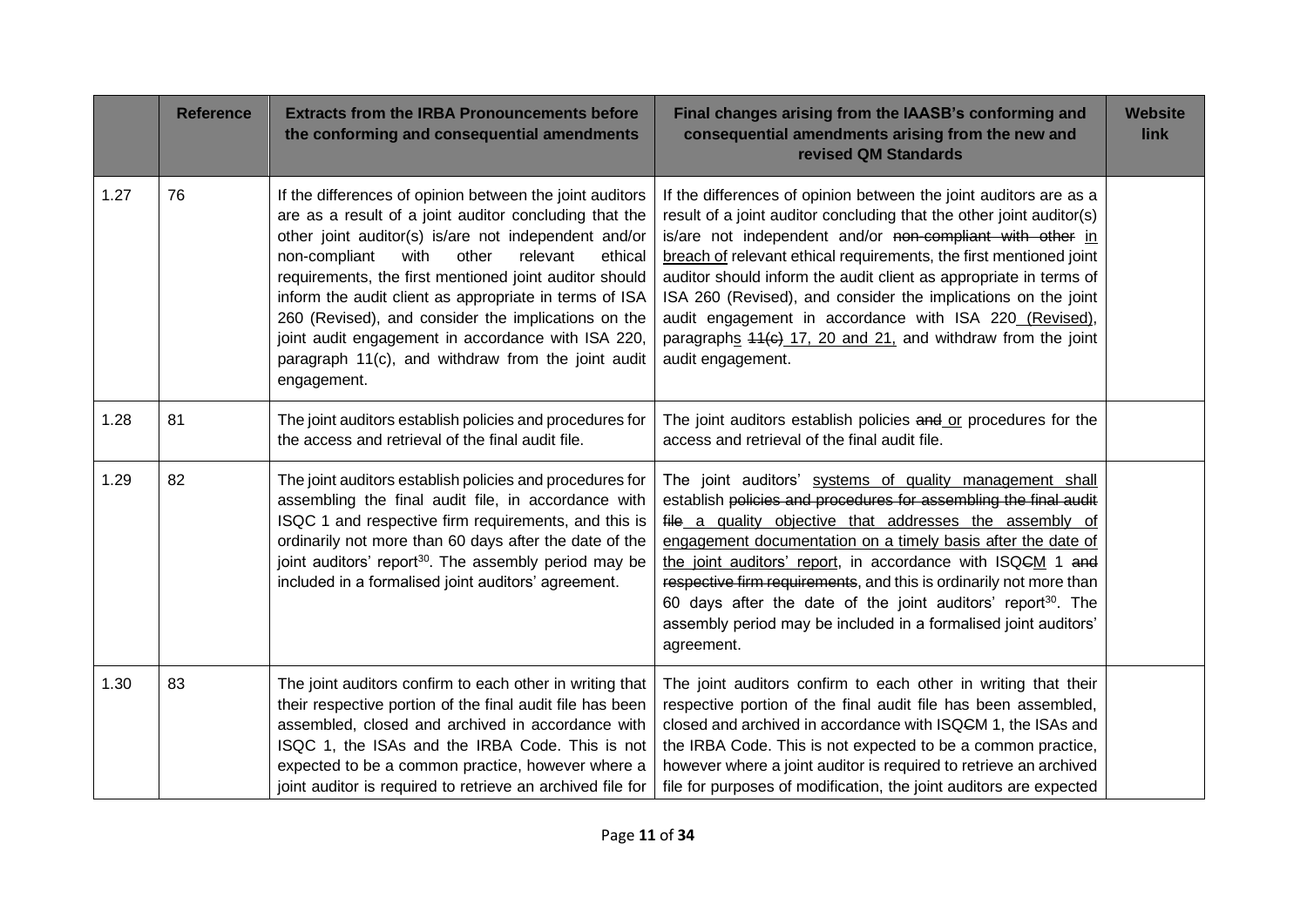| | Reference | Extracts from the IRBA Pronouncements before the conforming and consequential amendments | Final changes arising from the IAASB's conforming and consequential amendments arising from the new and revised QM Standards | Website link |
|---|---|---|---|---|
| 1.27 | 76 | If the differences of opinion between the joint auditors are as a result of a joint auditor concluding that the other joint auditor(s) is/are not independent and/or non-compliant with other relevant ethical requirements, the first mentioned joint auditor should inform the audit client as appropriate in terms of ISA 260 (Revised), and consider the implications on the joint audit engagement in accordance with ISA 220, paragraph 11(c), and withdraw from the joint audit engagement. | If the differences of opinion between the joint auditors are as a result of a joint auditor concluding that the other joint auditor(s) is/are not independent and/or ~~non-compliant with other~~ <u>in breach of</u> relevant ethical requirements, the first mentioned joint auditor should inform the audit client as appropriate in terms of ISA 260 (Revised), and consider the implications on the joint audit engagement in accordance with ISA 220<u> (Revised)</u>, paragraph<u>s</u> ~~11(c)~~ <u>17, 20 and 21,</u> and withdraw from the joint audit engagement. | |
| 1.28 | 81 | The joint auditors establish policies and procedures for the access and retrieval of the final audit file. | The joint auditors establish policies ~~and~~ <u>or</u> procedures for the access and retrieval of the final audit file. | |
| 1.29 | 82 | The joint auditors establish policies and procedures for assembling the final audit file, in accordance with ISQC 1 and respective firm requirements, and this is ordinarily not more than 60 days after the date of the joint auditors' report[30]. The assembly period may be included in a formalised joint auditors' agreement. | The joint auditors' <u>systems of quality management shall</u> establish ~~policies and procedures for assembling the final audit file~~ <u>a quality objective that addresses the assembly of engagement documentation on a timely basis after the date of the joint auditors' report</u>, in accordance with ISQ~~C~~<u>M</u> 1 ~~and respective firm requirements~~, and this is ordinarily not more than 60 days after the date of the joint auditors' report[30]. The assembly period may be included in a formalised joint auditors' agreement. | |
| 1.30 | 83 | The joint auditors confirm to each other in writing that their respective portion of the final audit file has been assembled, closed and archived in accordance with ISQC 1, the ISAs and the IRBA Code. This is not expected to be a common practice, however where a joint auditor is required to retrieve an archived file for | The joint auditors confirm to each other in writing that their respective portion of the final audit file has been assembled, closed and archived in accordance with ISQ~~C~~<u>M</u> 1, the ISAs and the IRBA Code. This is not expected to be a common practice, however where a joint auditor is required to retrieve an archived file for purposes of modification, the joint auditors are expected | |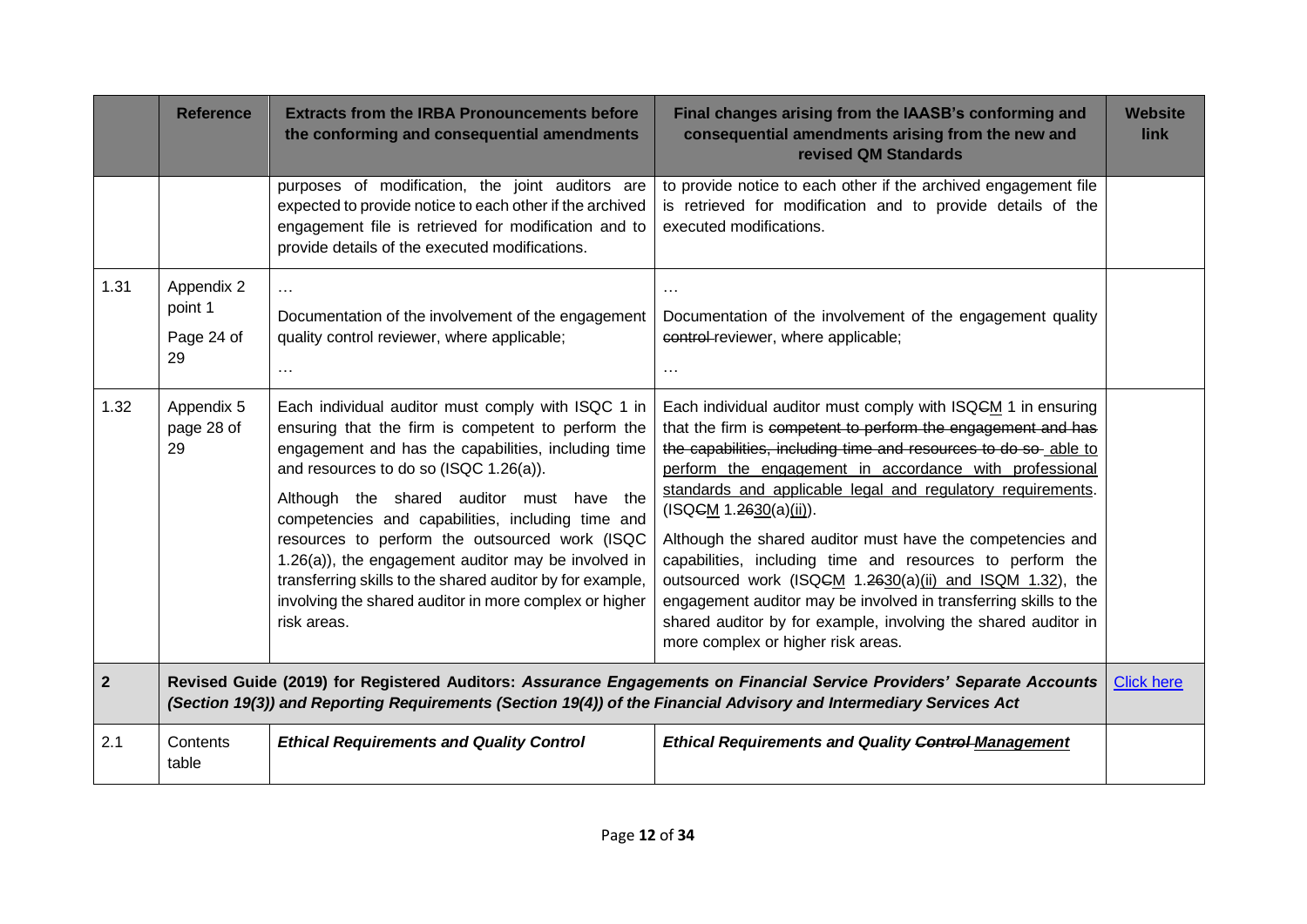| | Reference | Extracts from the IRBA Pronouncements before the conforming and consequential amendments | Final changes arising from the IAASB's conforming and consequential amendments arising from the new and revised QM Standards | Website link |
|---|---|---|---|---|
| | | purposes of modification, the joint auditors are expected to provide notice to each other if the archived engagement file is retrieved for modification and to provide details of the executed modifications. | to provide notice to each other if the archived engagement file is retrieved for modification and to provide details of the executed modifications. | |
| 1.31 | Appendix 2 point 1<br><br>Page 24 of 29 | …<br><br>Documentation of the involvement of the engagement quality control reviewer, where applicable;<br><br>… | …<br><br>Documentation of the involvement of the engagement quality ~~control~~ reviewer, where applicable;<br><br>… | |
| 1.32 | Appendix 5 page 28 of 29 | Each individual auditor must comply with ISQC 1 in ensuring that the firm is competent to perform the engagement and has the capabilities, including time and resources to do so (ISQC 1.26(a)).<br><br>Although the shared auditor must have the competencies and capabilities, including time and resources to perform the outsourced work (ISQC 1.26(a)), the engagement auditor may be involved in transferring skills to the shared auditor by for example, involving the shared auditor in more complex or higher risk areas. | Each individual auditor must comply with ISQ~~C~~M 1 in ensuring that the firm is ~~competent to perform the engagement and has the capabilities, including time and resources to do so~~ able to perform the engagement in accordance with professional standards and applicable legal and regulatory requirements. (ISQ~~C~~M 1.~~26~~30(a)(ii)).<br><br>Although the shared auditor must have the competencies and capabilities, including time and resources to perform the outsourced work (ISQ~~C~~M 1.~~26~~30(a)(ii) and ISQM 1.32), the engagement auditor may be involved in transferring skills to the shared auditor by for example, involving the shared auditor in more complex or higher risk areas. | |
| **2** | **Revised Guide (2019) for Registered Auditors: *Assurance Engagements on Financial Service Providers' Separate Accounts (Section 19(3)) and Reporting Requirements (Section 19(4)) of the Financial Advisory and Intermediary Services Act*** | | | [Click here]() |
| 2.1 | Contents table | ***Ethical Requirements and Quality Control*** | ***Ethical Requirements and Quality ~~Control~~ Management*** | |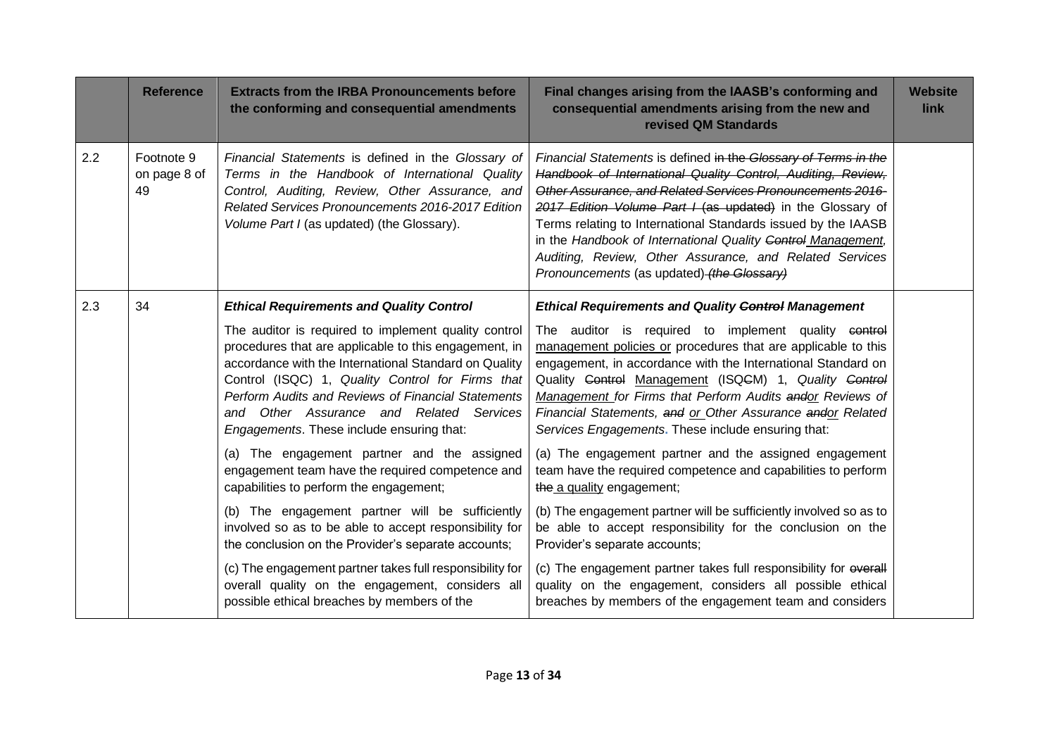| | Reference | Extracts from the IRBA Pronouncements before the conforming and consequential amendments | Final changes arising from the IAASB's conforming and consequential amendments arising from the new and revised QM Standards | Website link |
|---|---|---|---|---|
| 2.2 | Footnote 9 on page 8 of 49 | *Financial Statements* is defined in the *Glossary of Terms in the Handbook of International Quality Control, Auditing, Review, Other Assurance, and Related Services Pronouncements 2016-2017 Edition Volume Part I* (as updated) (the Glossary). | *Financial Statements* is defined ~~in the *Glossary of Terms in the Handbook of International Quality Control, Auditing, Review, Other Assurance, and Related Services Pronouncements 2016-2017 Edition Volume Part I* (as updated)~~ in the Glossary of Terms relating to International Standards issued by the IAASB in the *Handbook of International Quality ~~Control~~ Management, Auditing, Review, Other Assurance, and Related Services Pronouncements* (as updated) ~~*(the Glossary)*~~ | |
| 2.3 | 34 | ***Ethical Requirements and Quality Control***<br><br>The auditor is required to implement quality control procedures that are applicable to this engagement, in accordance with the International Standard on Quality Control (ISQC) 1, *Quality Control for Firms that Perform Audits and Reviews of Financial Statements and Other Assurance and Related Services Engagements*. These include ensuring that:<br><br>(a) The engagement partner and the assigned engagement team have the required competence and capabilities to perform the engagement;<br><br>(b) The engagement partner will be sufficiently involved so as to be able to accept responsibility for the conclusion on the Provider's separate accounts;<br><br>(c) The engagement partner takes full responsibility for overall quality on the engagement, considers all possible ethical breaches by members of the | ***Ethical Requirements and Quality ~~Control~~ Management***<br><br>The auditor is required to implement quality ~~control~~ management policies or procedures that are applicable to this engagement, in accordance with the International Standard on Quality ~~Control~~ Management (ISQ~~C~~M) 1, *Quality ~~Control~~ Management for Firms that Perform Audits ~~and~~or Reviews of Financial Statements, ~~and~~ or Other Assurance ~~and~~or Related Services Engagements*. These include ensuring that:<br><br>(a) The engagement partner and the assigned engagement team have the required competence and capabilities to perform ~~the~~ a quality engagement;<br><br>(b) The engagement partner will be sufficiently involved so as to be able to accept responsibility for the conclusion on the Provider's separate accounts;<br><br>(c) The engagement partner takes full responsibility for ~~overall~~ quality on the engagement, considers all possible ethical breaches by members of the engagement team and considers | |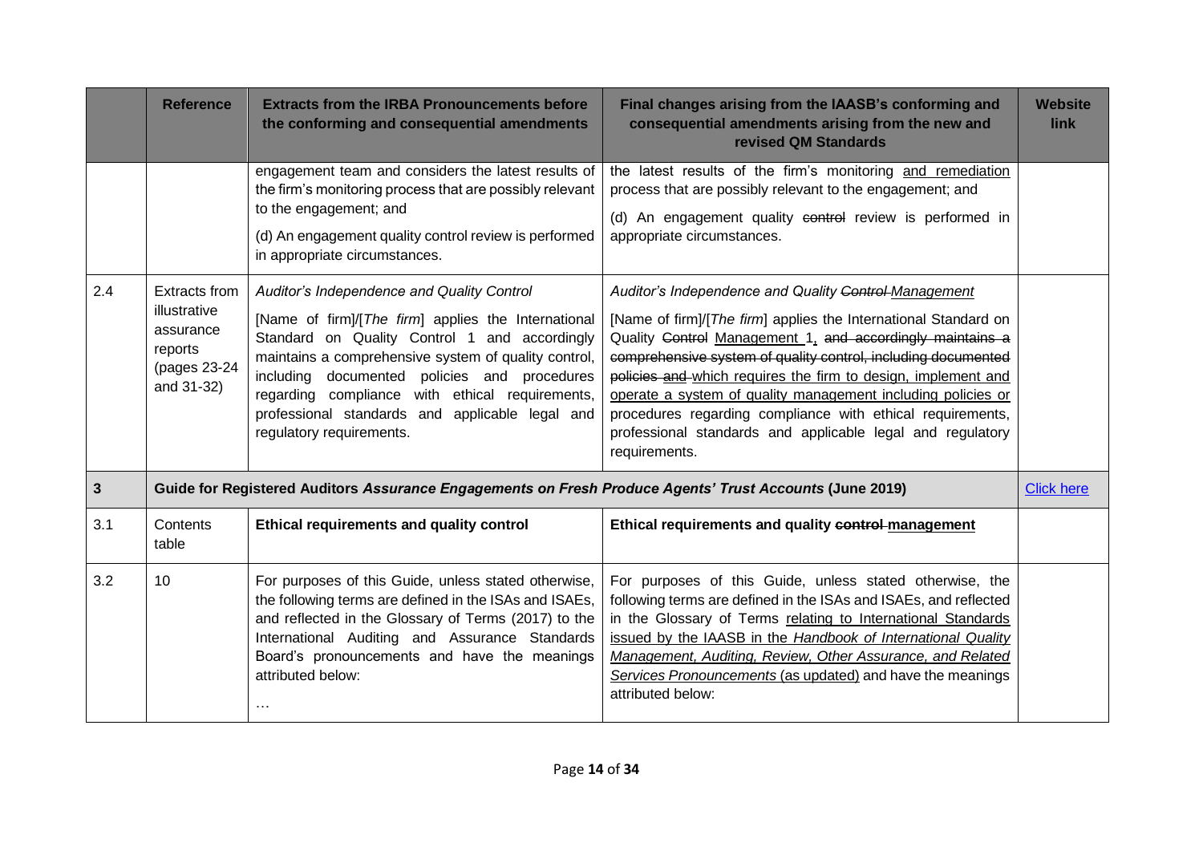| | Reference | Extracts from the IRBA Pronouncements before the conforming and consequential amendments | Final changes arising from the IAASB's conforming and consequential amendments arising from the new and revised QM Standards | Website link |
|---|---|---|---|---|
| | | engagement team and considers the latest results of the firm's monitoring process that are possibly relevant to the engagement; and<br><br>(d) An engagement quality control review is performed in appropriate circumstances. | the latest results of the firm's monitoring <u>and remediation</u> process that are possibly relevant to the engagement; and<br><br>(d) An engagement quality ~~control~~ review is performed in appropriate circumstances. | |
| 2.4 | Extracts from illustrative assurance reports (pages 23-24 and 31-32) | *Auditor's Independence and Quality Control*<br><br>[Name of firm]/[*The firm*] applies the International Standard on Quality Control 1 and accordingly maintains a comprehensive system of quality control, including documented policies and procedures regarding compliance with ethical requirements, professional standards and applicable legal and regulatory requirements. | *Auditor's Independence and Quality ~~Control~~ <u>Management</u>*<br><br>[Name of firm]/[*The firm*] applies the International Standard on Quality ~~Control~~ <u>Management</u> 1, ~~and accordingly maintains a comprehensive system of quality control, including documented policies and~~ <u>which requires the firm to design, implement and operate a system of quality management including policies or</u> procedures regarding compliance with ethical requirements, professional standards and applicable legal and regulatory requirements. | |
| **3** | **Guide for Registered Auditors *Assurance Engagements on Fresh Produce Agents' Trust Accounts* (June 2019)** | | | Click here |
| 3.1 | Contents table | **Ethical requirements and quality control** | **Ethical requirements and quality ~~control~~ <u>management</u>** | |
| 3.2 | 10 | For purposes of this Guide, unless stated otherwise, the following terms are defined in the ISAs and ISAEs, and reflected in the Glossary of Terms (2017) to the International Auditing and Assurance Standards Board's pronouncements and have the meanings attributed below:<br><br>… | For purposes of this Guide, unless stated otherwise, the following terms are defined in the ISAs and ISAEs, and reflected in the Glossary of Terms <u>relating to International Standards issued by the IAASB in the *Handbook of International Quality Management, Auditing, Review, Other Assurance, and Related Services Pronouncements* (as updated)</u> and have the meanings attributed below: | |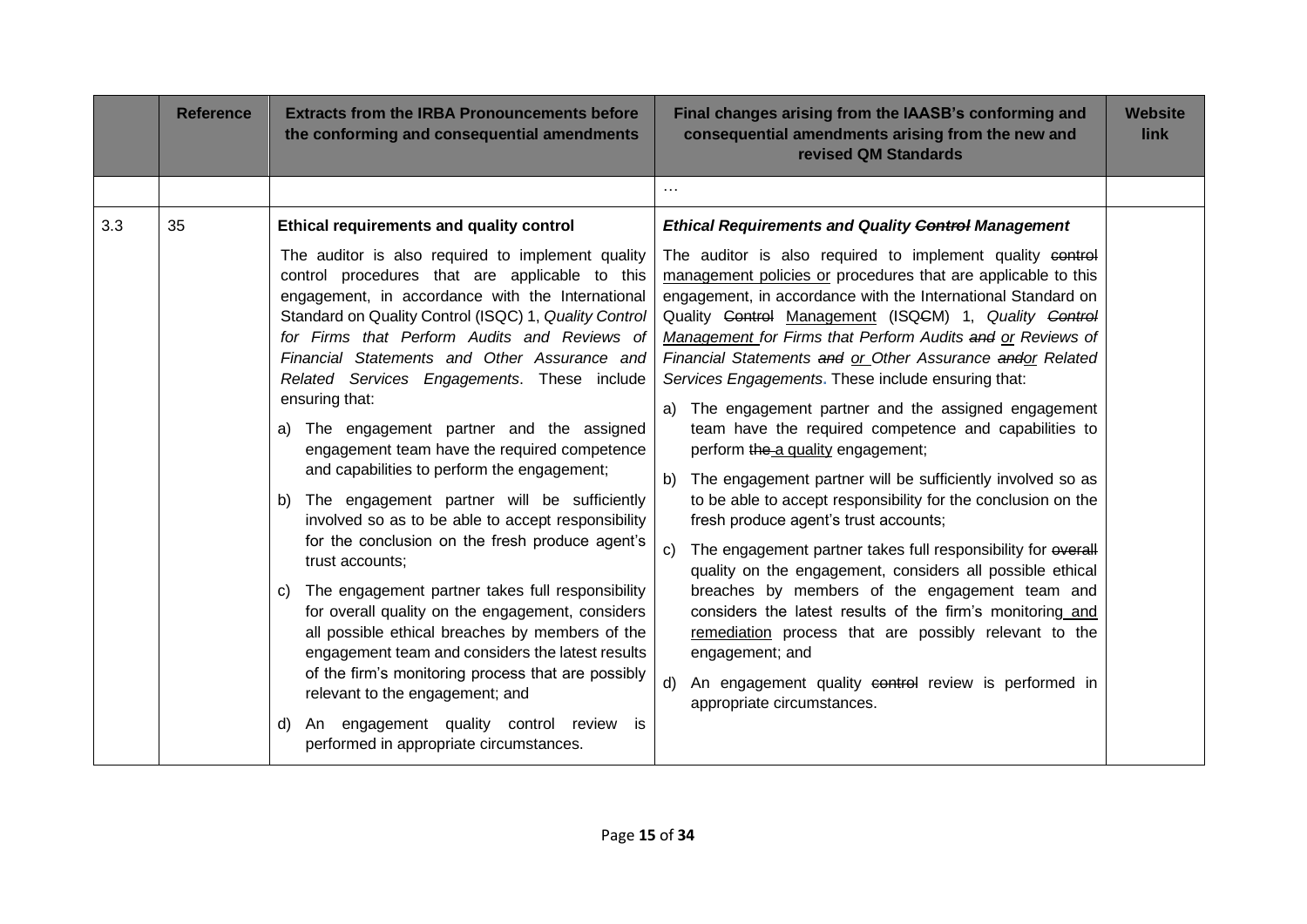| | Reference | Extracts from the IRBA Pronouncements before the conforming and consequential amendments | Final changes arising from the IAASB's conforming and consequential amendments arising from the new and revised QM Standards | Website link |
|---|---|---|---|---|
| | | | … | |
| 3.3 | 35 | **Ethical requirements and quality control**<br><br>The auditor is also required to implement quality control procedures that are applicable to this engagement, in accordance with the International Standard on Quality Control (ISQC) 1, *Quality Control for Firms that Perform Audits and Reviews of Financial Statements and Other Assurance and Related Services Engagements*. These include ensuring that:<br><br>a) The engagement partner and the assigned engagement team have the required competence and capabilities to perform the engagement;<br><br>b) The engagement partner will be sufficiently involved so as to be able to accept responsibility for the conclusion on the fresh produce agent's trust accounts;<br><br>c) The engagement partner takes full responsibility for overall quality on the engagement, considers all possible ethical breaches by members of the engagement team and considers the latest results of the firm's monitoring process that are possibly relevant to the engagement; and<br><br>d) An engagement quality control review is performed in appropriate circumstances. | ***Ethical Requirements and Quality ~~Control~~ Management***<br><br>The auditor is also required to implement quality ~~control~~ management policies or procedures that are applicable to this engagement, in accordance with the International Standard on Quality ~~Control~~ Management (ISQ~~C~~M) 1, *Quality ~~Control~~ Management for Firms that Perform Audits ~~and~~ or Reviews of Financial Statements ~~and~~ or Other Assurance ~~and~~or Related Services Engagements*. These include ensuring that:<br><br>a) The engagement partner and the assigned engagement team have the required competence and capabilities to perform ~~the~~ a quality engagement;<br><br>b) The engagement partner will be sufficiently involved so as to be able to accept responsibility for the conclusion on the fresh produce agent's trust accounts;<br><br>c) The engagement partner takes full responsibility for ~~overall~~ quality on the engagement, considers all possible ethical breaches by members of the engagement team and considers the latest results of the firm's monitoring and remediation process that are possibly relevant to the engagement; and<br><br>d) An engagement quality ~~control~~ review is performed in appropriate circumstances. | |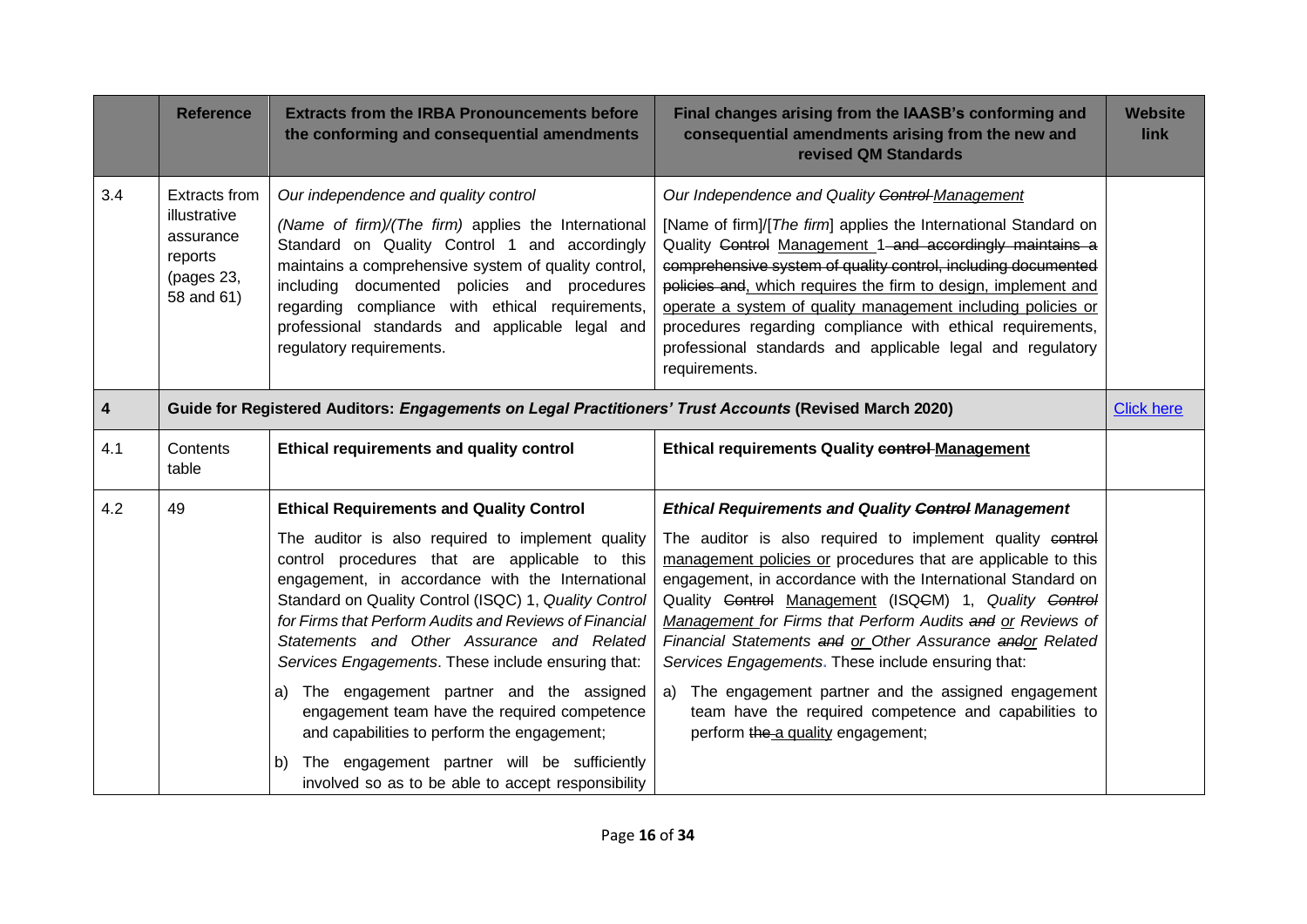|  | Reference | Extracts from the IRBA Pronouncements before the conforming and consequential amendments | Final changes arising from the IAASB's conforming and consequential amendments arising from the new and revised QM Standards | Website link |
|---|---|---|---|---|
| 3.4 | Extracts from illustrative assurance reports (pages 23, 58 and 61) | *Our independence and quality control*<br><br>*(Name of firm)/(The firm)* applies the International Standard on Quality Control 1 and accordingly maintains a comprehensive system of quality control, including documented policies and procedures regarding compliance with ethical requirements, professional standards and applicable legal and regulatory requirements. | *Our Independence and Quality ~~Control~~ Management*<br><br>[Name of firm]/[*The firm*] applies the International Standard on Quality ~~Control~~ Management 1 ~~and accordingly maintains a comprehensive system of quality control, including documented policies and~~, which requires the firm to design, implement and operate a system of quality management including policies or procedures regarding compliance with ethical requirements, professional standards and applicable legal and regulatory requirements. |  |
| **4** | **Guide for Registered Auditors: *Engagements on Legal Practitioners' Trust Accounts* (Revised March 2020)** |  |  | Click here |
| 4.1 | Contents table | **Ethical requirements and quality control** | **Ethical requirements Quality ~~control~~ Management** |  |
| 4.2 | 49 | **Ethical Requirements and Quality Control**<br><br>The auditor is also required to implement quality control procedures that are applicable to this engagement, in accordance with the International Standard on Quality Control (ISQC) 1, *Quality Control for Firms that Perform Audits and Reviews of Financial Statements and Other Assurance and Related Services Engagements*. These include ensuring that:<br><br>a) The engagement partner and the assigned engagement team have the required competence and capabilities to perform the engagement;<br><br>b) The engagement partner will be sufficiently involved so as to be able to accept responsibility | ***Ethical Requirements and Quality ~~Control~~ Management***<br><br>The auditor is also required to implement quality ~~control~~ management policies or procedures that are applicable to this engagement, in accordance with the International Standard on Quality ~~Control~~ Management (ISQ~~C~~M) 1, *Quality ~~Control~~ Management for Firms that Perform Audits ~~and~~ or Reviews of Financial Statements ~~and~~ or Other Assurance ~~and~~or Related Services Engagements*. These include ensuring that:<br><br>a) The engagement partner and the assigned engagement team have the required competence and capabilities to perform ~~the~~ a quality engagement; |  |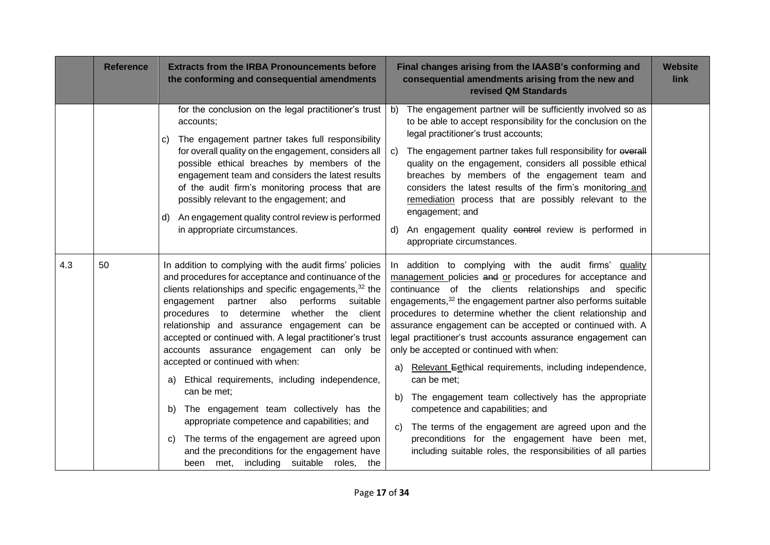| | Reference | Extracts from the IRBA Pronouncements before the conforming and consequential amendments | Final changes arising from the IAASB's conforming and consequential amendments arising from the new and revised QM Standards | Website link |
|---|---|---|---|---|
| | | for the conclusion on the legal practitioner's trust accounts;<br><br>c) The engagement partner takes full responsibility for overall quality on the engagement, considers all possible ethical breaches by members of the engagement team and considers the latest results of the audit firm's monitoring process that are possibly relevant to the engagement; and<br><br>d) An engagement quality control review is performed in appropriate circumstances. | b) The engagement partner will be sufficiently involved so as to be able to accept responsibility for the conclusion on the legal practitioner's trust accounts;<br><br>c) The engagement partner takes full responsibility for ~~overall~~ quality on the engagement, considers all possible ethical breaches by members of the engagement team and considers the latest results of the firm's monitoring and remediation process that are possibly relevant to the engagement; and<br><br>d) An engagement quality ~~control~~ review is performed in appropriate circumstances. | |
| 4.3 | 50 | In addition to complying with the audit firms' policies and procedures for acceptance and continuance of the clients relationships and specific engagements,[32] the engagement partner also performs suitable procedures to determine whether the client relationship and assurance engagement can be accepted or continued with. A legal practitioner's trust accounts assurance engagement can only be accepted or continued with when:<br><br>a) Ethical requirements, including independence, can be met;<br><br>b) The engagement team collectively has the appropriate competence and capabilities; and<br><br>c) The terms of the engagement are agreed upon and the preconditions for the engagement have been met, including suitable roles, the | In addition to complying with the audit firms' quality management policies ~~and~~ or procedures for acceptance and continuance of the clients relationships and specific engagements,[32] the engagement partner also performs suitable procedures to determine whether the client relationship and assurance engagement can be accepted or continued with. A legal practitioner's trust accounts assurance engagement can only be accepted or continued with when:<br><br>a) Relevant ~~E~~ethical requirements, including independence, can be met;<br><br>b) The engagement team collectively has the appropriate competence and capabilities; and<br><br>c) The terms of the engagement are agreed upon and the preconditions for the engagement have been met, including suitable roles, the responsibilities of all parties | |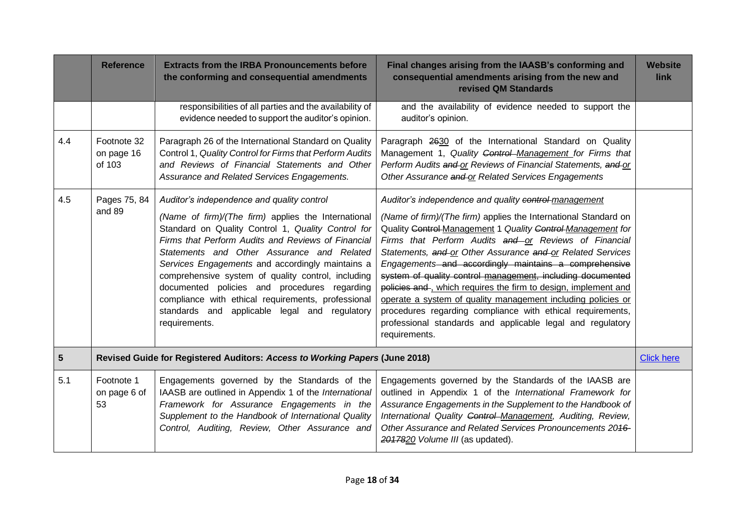| | Reference | Extracts from the IRBA Pronouncements before the conforming and consequential amendments | Final changes arising from the IAASB's conforming and consequential amendments arising from the new and revised QM Standards | Website link |
|---|---|---|---|---|
| | | responsibilities of all parties and the availability of evidence needed to support the auditor's opinion. | and the availability of evidence needed to support the auditor's opinion. | |
| 4.4 | Footnote 32 on page 16 of 103 | Paragraph 26 of the International Standard on Quality Control 1, *Quality Control for Firms that Perform Audits and Reviews of Financial Statements and Other Assurance and Related Services Engagements.* | Paragraph ~~26~~30 of the International Standard on Quality Management 1, *Quality ~~Control~~ Management for Firms that Perform Audits ~~and~~ or Reviews of Financial Statements, ~~and~~ or Other Assurance ~~and~~ or Related Services Engagements* | |
| 4.5 | Pages 75, 84 and 89 | *Auditor's independence and quality control*<br><br>*(Name of firm)/(The firm)* applies the International Standard on Quality Control 1, *Quality Control for Firms that Perform Audits and Reviews of Financial Statements and Other Assurance and Related Services Engagements* and accordingly maintains a comprehensive system of quality control, including documented policies and procedures regarding compliance with ethical requirements, professional standards and applicable legal and regulatory requirements. | *Auditor's independence and quality ~~control~~ management*<br><br>*(Name of firm)/(The firm)* applies the International Standard on Quality ~~Control~~ Management 1 *Quality ~~Control~~ Management for Firms that Perform Audits ~~and~~ or Reviews of Financial Statements, ~~and~~ or Other Assurance ~~and~~ or Related Services Engagements* ~~and accordingly maintains a comprehensive system of quality control~~ ~~management, including documented policies and~~ , which requires the firm to design, implement and operate a system of quality management including policies or procedures regarding compliance with ethical requirements, professional standards and applicable legal and regulatory requirements. | |
| **5** | **Revised Guide for Registered Auditors: *Access to Working Papers* (June 2018)** | | | Click here |
| 5.1 | Footnote 1 on page 6 of 53 | Engagements governed by the Standards of the IAASB are outlined in Appendix 1 of the *International Framework for Assurance Engagements in the Supplement to the Handbook of International Quality Control, Auditing, Review, Other Assurance and* | Engagements governed by the Standards of the IAASB are outlined in Appendix 1 of the *International Framework for Assurance Engagements in the Supplement to the Handbook of International Quality ~~Control~~ Management, Auditing, Review, Other Assurance and Related Services Pronouncements 20~~16-2017~~20 Volume III* (as updated). | |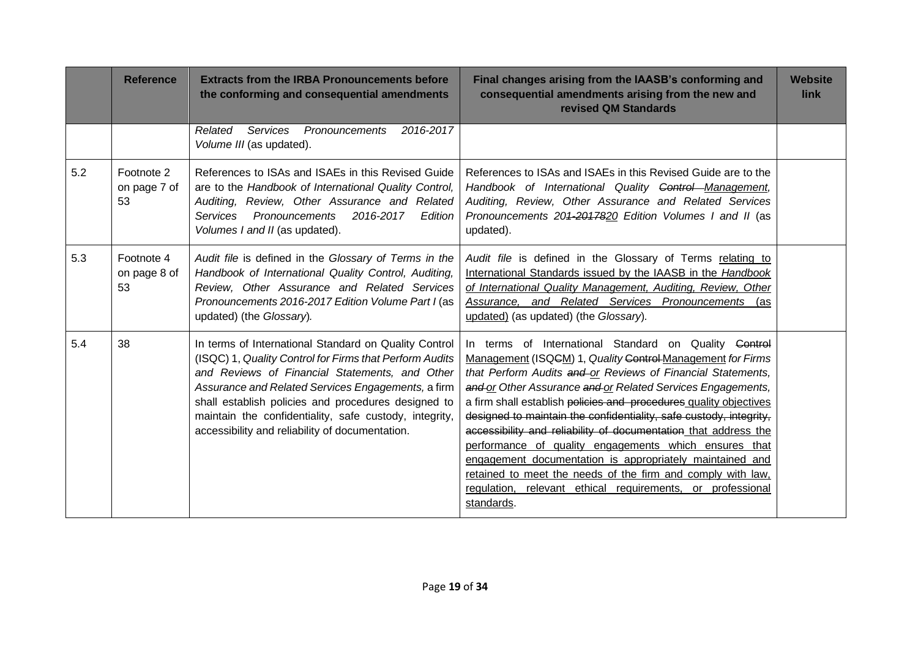| | Reference | Extracts from the IRBA Pronouncements before the conforming and consequential amendments | Final changes arising from the IAASB's conforming and consequential amendments arising from the new and revised QM Standards | Website link |
|---|---|---|---|---|
| | | *Related Services Pronouncements 2016-2017 Volume III* (as updated). | | |
| 5.2 | Footnote 2 on page 7 of 53 | References to ISAs and ISAEs in this Revised Guide are to the *Handbook of International Quality Control, Auditing, Review, Other Assurance and Related Services Pronouncements 2016-2017 Edition Volumes I and II* (as updated). | References to ISAs and ISAEs in this Revised Guide are to the *Handbook of International Quality ~~Control~~ Management, Auditing, Review, Other Assurance and Related Services Pronouncements 20~~1-2017~~820 Edition Volumes I and II* (as updated). | |
| 5.3 | Footnote 4 on page 8 of 53 | *Audit file* is defined in the *Glossary of Terms in the Handbook of International Quality Control, Auditing, Review, Other Assurance and Related Services Pronouncements 2016-2017 Edition Volume Part I* (as updated) (the *Glossary*). | *Audit file* is defined in the Glossary of Terms relating to International Standards issued by the IAASB in the *Handbook of International Quality Management, Auditing, Review, Other Assurance, and Related Services Pronouncements* (as updated) (as updated) (the *Glossary*). | |
| 5.4 | 38 | In terms of International Standard on Quality Control (ISQC) 1, *Quality Control for Firms that Perform Audits and Reviews of Financial Statements, and Other Assurance and Related Services Engagements,* a firm shall establish policies and procedures designed to maintain the confidentiality, safe custody, integrity, accessibility and reliability of documentation. | In terms of International Standard on Quality ~~Control~~ Management (ISQ~~C~~M) 1, *Quality ~~Control~~ Management for Firms that Perform Audits ~~and~~ or Reviews of Financial Statements, ~~and~~ or Other Assurance ~~and~~ or Related Services Engagements,* a firm shall establish ~~policies and procedures~~ quality objectives ~~designed to maintain the confidentiality, safe custody, integrity, accessibility and reliability of documentation~~ that address the performance of quality engagements which ensures that engagement documentation is appropriately maintained and retained to meet the needs of the firm and comply with law, regulation, relevant ethical requirements, or professional standards. | |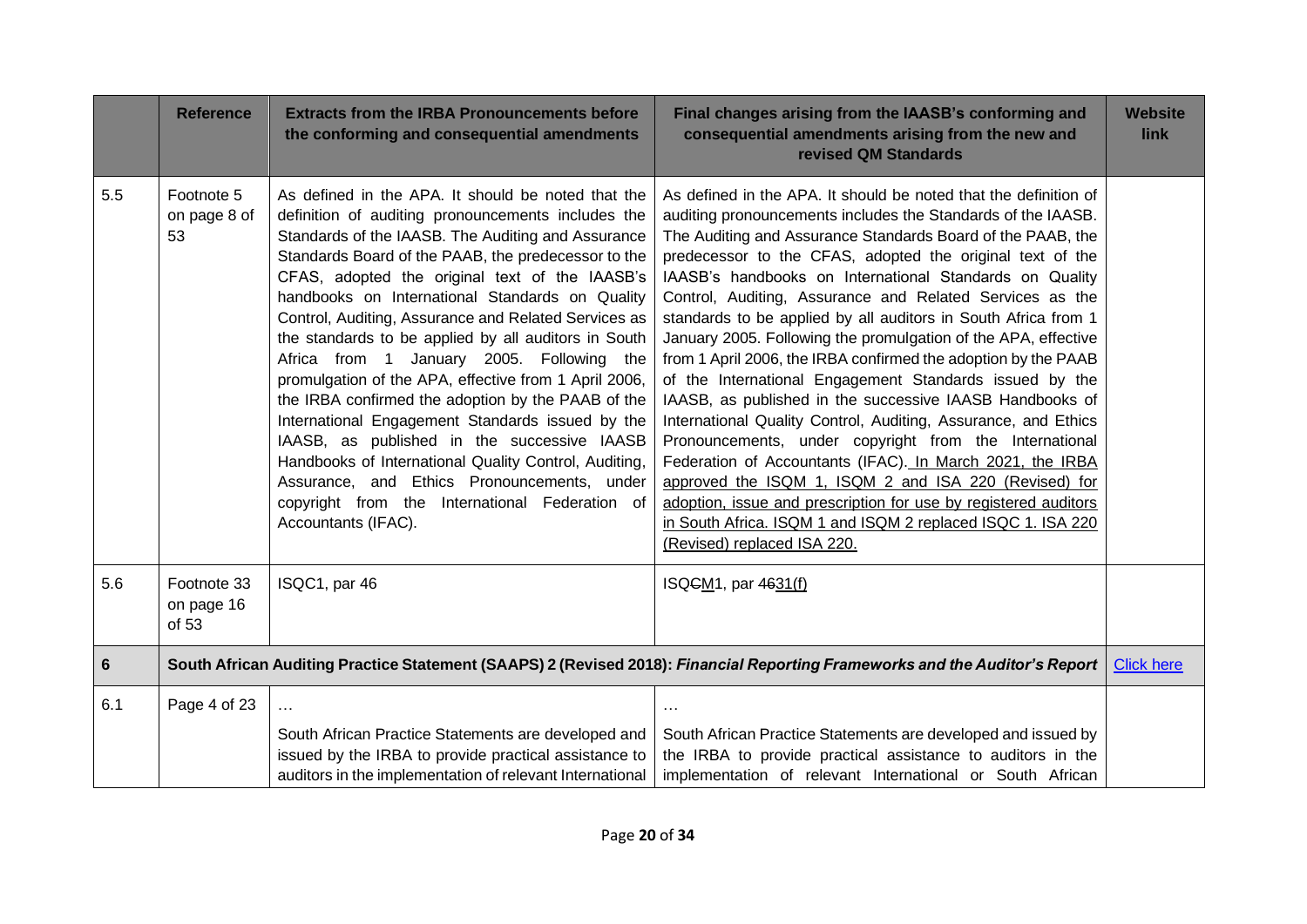| | Reference | Extracts from the IRBA Pronouncements before the conforming and consequential amendments | Final changes arising from the IAASB's conforming and consequential amendments arising from the new and revised QM Standards | Website link |
|---|---|---|---|---|
| 5.5 | Footnote 5 on page 8 of 53 | As defined in the APA. It should be noted that the definition of auditing pronouncements includes the Standards of the IAASB. The Auditing and Assurance Standards Board of the PAAB, the predecessor to the CFAS, adopted the original text of the IAASB's handbooks on International Standards on Quality Control, Auditing, Assurance and Related Services as the standards to be applied by all auditors in South Africa from 1 January 2005. Following the promulgation of the APA, effective from 1 April 2006, the IRBA confirmed the adoption by the PAAB of the International Engagement Standards issued by the IAASB, as published in the successive IAASB Handbooks of International Quality Control, Auditing, Assurance, and Ethics Pronouncements, under copyright from the International Federation of Accountants (IFAC). | As defined in the APA. It should be noted that the definition of auditing pronouncements includes the Standards of the IAASB. The Auditing and Assurance Standards Board of the PAAB, the predecessor to the CFAS, adopted the original text of the IAASB's handbooks on International Standards on Quality Control, Auditing, Assurance and Related Services as the standards to be applied by all auditors in South Africa from 1 January 2005. Following the promulgation of the APA, effective from 1 April 2006, the IRBA confirmed the adoption by the PAAB of the International Engagement Standards issued by the IAASB, as published in the successive IAASB Handbooks of International Quality Control, Auditing, Assurance, and Ethics Pronouncements, under copyright from the International Federation of Accountants (IFAC). In March 2021, the IRBA approved the ISQM 1, ISQM 2 and ISA 220 (Revised) for adoption, issue and prescription for use by registered auditors in South Africa. ISQM 1 and ISQM 2 replaced ISQC 1. ISA 220 (Revised) replaced ISA 220. | |
| 5.6 | Footnote 33 on page 16 of 53 | ISQC1, par 46 | ~~ISQC~~M1, par ~~46~~31(f) | |
| **6** | **South African Auditing Practice Statement (SAAPS) 2 (Revised 2018): *Financial Reporting Frameworks and the Auditor's Report*** | | | Click here |
| 6.1 | Page 4 of 23 | …<br><br>South African Practice Statements are developed and issued by the IRBA to provide practical assistance to auditors in the implementation of relevant International | …<br><br>South African Practice Statements are developed and issued by the IRBA to provide practical assistance to auditors in the implementation of relevant International or South African | |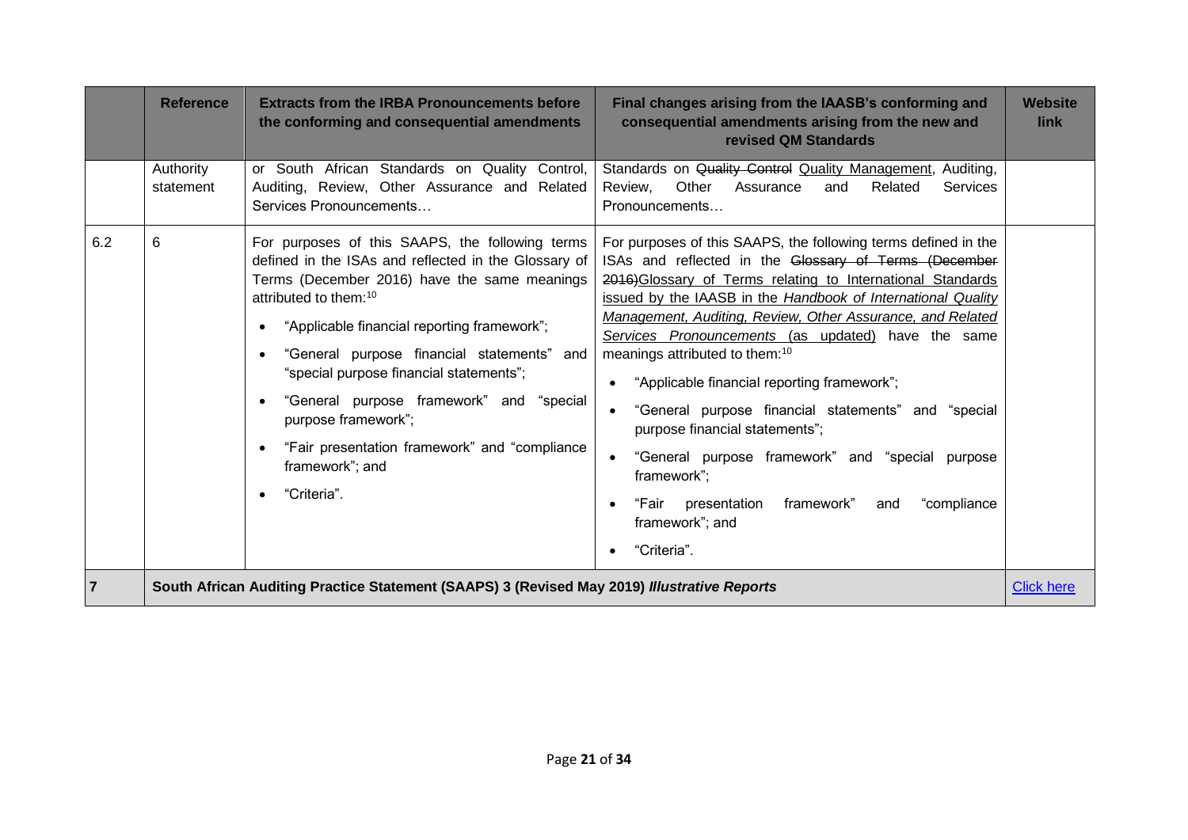|  | Reference | Extracts from the IRBA Pronouncements before the conforming and consequential amendments | Final changes arising from the IAASB's conforming and consequential amendments arising from the new and revised QM Standards | Website link |
|---|---|---|---|---|
|  | Authority statement | or South African Standards on Quality Control, Auditing, Review, Other Assurance and Related Services Pronouncements… | Standards on ~~Quality Control~~ Quality Management, Auditing, Review, Other Assurance and Related Services Pronouncements… |  |
| 6.2 | 6 | For purposes of this SAAPS, the following terms defined in the ISAs and reflected in the Glossary of Terms (December 2016) have the same meanings attributed to them:[10]<br>• "Applicable financial reporting framework";<br>• "General purpose financial statements" and "special purpose financial statements";<br>• "General purpose framework" and "special purpose framework";<br>• "Fair presentation framework" and "compliance framework"; and<br>• "Criteria". | For purposes of this SAAPS, the following terms defined in the ISAs and reflected in the ~~Glossary of Terms (December 2016)~~Glossary of Terms relating to International Standards issued by the IAASB in the *Handbook of International Quality Management, Auditing, Review, Other Assurance, and Related Services Pronouncements* (as updated) have the same meanings attributed to them:[10]<br>• "Applicable financial reporting framework";<br>• "General purpose financial statements" and "special purpose financial statements";<br>• "General purpose framework" and "special purpose framework";<br>• "Fair presentation framework" and "compliance framework"; and<br>• "Criteria". |  |
| **7** | **South African Auditing Practice Statement (SAAPS) 3 (Revised May 2019) *Illustrative Reports*** |  |  | Click here |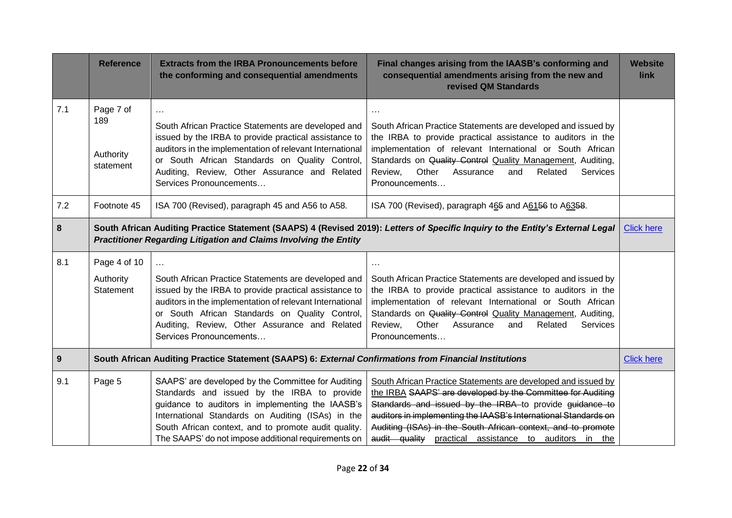| | Reference | Extracts from the IRBA Pronouncements before the conforming and consequential amendments | Final changes arising from the IAASB's conforming and consequential amendments arising from the new and revised QM Standards | Website link |
|---|---|---|---|---|
| 7.1 | Page 7 of 189<br><br>Authority statement | …<br><br>South African Practice Statements are developed and issued by the IRBA to provide practical assistance to auditors in the implementation of relevant International or South African Standards on Quality Control, Auditing, Review, Other Assurance and Related Services Pronouncements… | …<br><br>South African Practice Statements are developed and issued by the IRBA to provide practical assistance to auditors in the implementation of relevant International or South African Standards on ~~Quality Control~~ Quality Management, Auditing, Review, Other Assurance and Related Services Pronouncements… | |
| 7.2 | Footnote 45 | ISA 700 (Revised), paragraph 45 and A56 to A58. | ISA 700 (Revised), paragraph 4~~6~~5 and A61~~56~~ to A63~~58~~. | |
| **8** | **South African Auditing Practice Statement (SAAPS) 4 (Revised 2019): *Letters of Specific Inquiry to the Entity's External Legal Practitioner Regarding Litigation and Claims Involving the Entity*** | | | Click here |
| 8.1 | Page 4 of 10<br><br>Authority Statement | …<br><br>South African Practice Statements are developed and issued by the IRBA to provide practical assistance to auditors in the implementation of relevant International or South African Standards on Quality Control, Auditing, Review, Other Assurance and Related Services Pronouncements… | …<br><br>South African Practice Statements are developed and issued by the IRBA to provide practical assistance to auditors in the implementation of relevant International or South African Standards on ~~Quality Control~~ Quality Management, Auditing, Review, Other Assurance and Related Services Pronouncements… | |
| **9** | **South African Auditing Practice Statement (SAAPS) 6: *External Confirmations from Financial Institutions*** | | | Click here |
| 9.1 | Page 5 | SAAPS' are developed by the Committee for Auditing Standards and issued by the IRBA to provide guidance to auditors in implementing the IAASB's International Standards on Auditing (ISAs) in the South African context, and to promote audit quality. The SAAPS' do not impose additional requirements on | South African Practice Statements are developed and issued by the IRBA ~~SAAPS' are developed by the Committee for Auditing Standards and issued by the IRBA~~ to provide ~~guidance to auditors in implementing the IAASB's International Standards on Auditing (ISAs) in the South African context, and to promote audit quality~~ practical assistance to auditors in the | |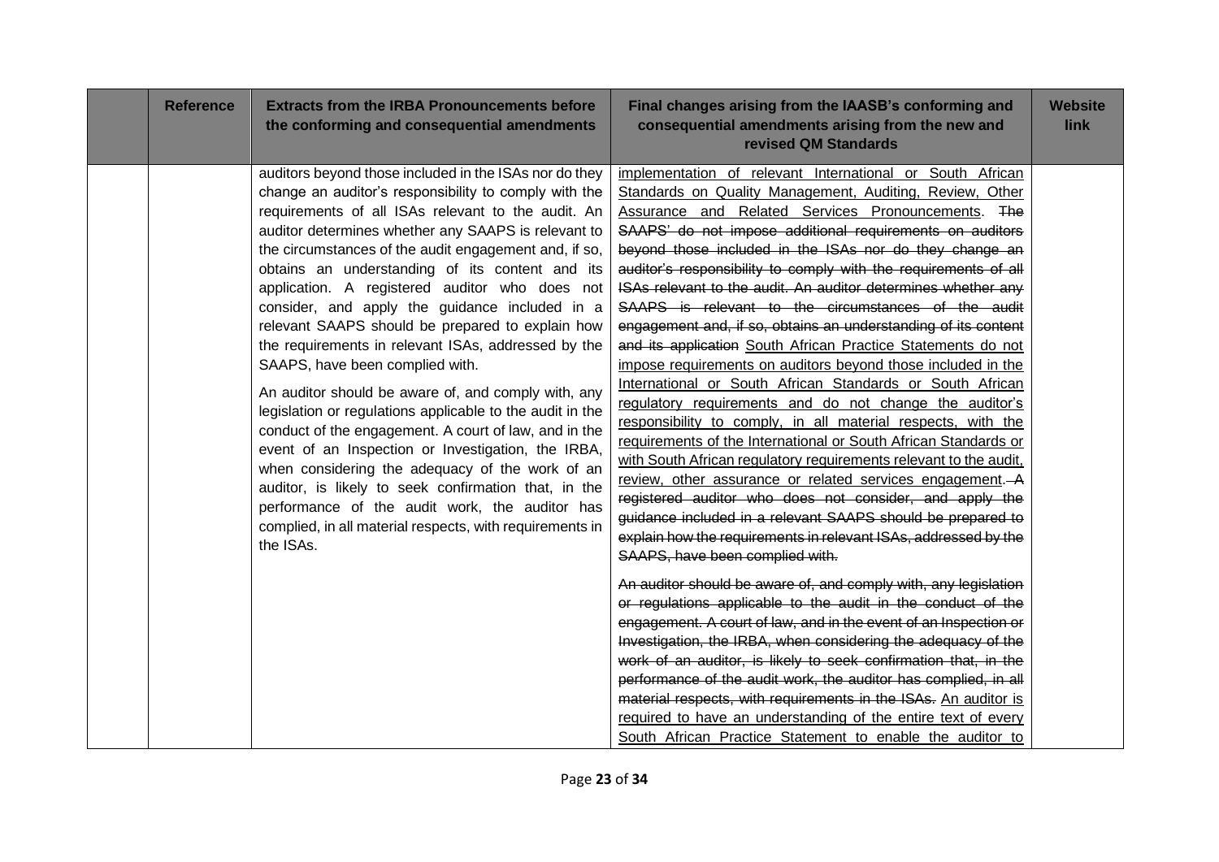|  | Reference | Extracts from the IRBA Pronouncements before the conforming and consequential amendments | Final changes arising from the IAASB's conforming and consequential amendments arising from the new and revised QM Standards | Website link |
|---|---|---|---|---|
|  |  | auditors beyond those included in the ISAs nor do they change an auditor's responsibility to comply with the requirements of all ISAs relevant to the audit. An auditor determines whether any SAAPS is relevant to the circumstances of the audit engagement and, if so, obtains an understanding of its content and its application. A registered auditor who does not consider, and apply the guidance included in a relevant SAAPS should be prepared to explain how the requirements in relevant ISAs, addressed by the SAAPS, have been complied with.<br><br>An auditor should be aware of, and comply with, any legislation or regulations applicable to the audit in the conduct of the engagement. A court of law, and in the event of an Inspection or Investigation, the IRBA, when considering the adequacy of the work of an auditor, is likely to seek confirmation that, in the performance of the audit work, the auditor has complied, in all material respects, with requirements in the ISAs. | <u>implementation of relevant International or South African Standards on Quality Management, Auditing, Review, Other Assurance and Related Services Pronouncements.</u> ~~The SAAPS' do not impose additional requirements on auditors beyond those included in the ISAs nor do they change an auditor's responsibility to comply with the requirements of all ISAs relevant to the audit. An auditor determines whether any SAAPS is relevant to the circumstances of the audit engagement and, if so, obtains an understanding of its content and its application~~ <u>South African Practice Statements do not impose requirements on auditors beyond those included in the International or South African Standards or South African regulatory requirements and do not change the auditor's responsibility to comply, in all material respects, with the requirements of the International or South African Standards or with South African regulatory requirements relevant to the audit, review, other assurance or related services engagement.</u> ~~A registered auditor who does not consider, and apply the guidance included in a relevant SAAPS should be prepared to explain how the requirements in relevant ISAs, addressed by the SAAPS, have been complied with.~~<br><br>~~An auditor should be aware of, and comply with, any legislation or regulations applicable to the audit in the conduct of the engagement. A court of law, and in the event of an Inspection or Investigation, the IRBA, when considering the adequacy of the work of an auditor, is likely to seek confirmation that, in the performance of the audit work, the auditor has complied, in all material respects, with requirements in the ISAs.~~ <u>An auditor is required to have an understanding of the entire text of every South African Practice Statement to enable the auditor to</u> |  |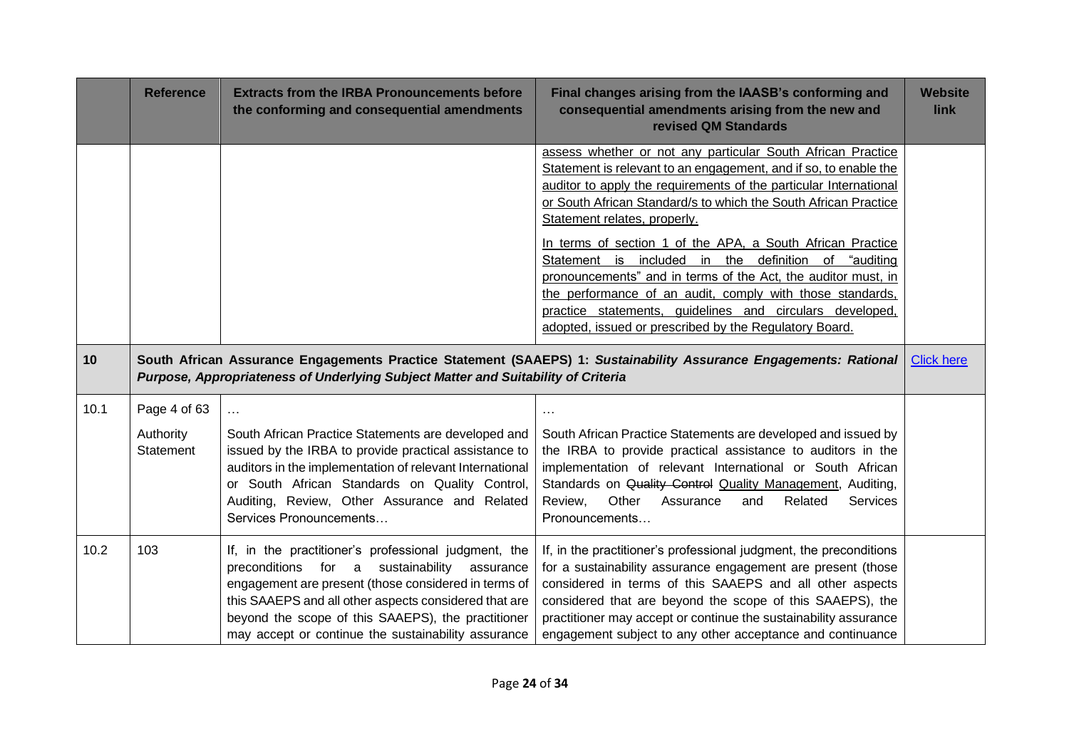| | Reference | Extracts from the IRBA Pronouncements before the conforming and consequential amendments | Final changes arising from the IAASB's conforming and consequential amendments arising from the new and revised QM Standards | Website link |
|---|---|---|---|---|
| | | | <u>assess whether or not any particular South African Practice Statement is relevant to an engagement, and if so, to enable the auditor to apply the requirements of the particular International or South African Standard/s to which the South African Practice Statement relates, properly.</u><br><br><u>In terms of section 1 of the APA, a South African Practice Statement is included in the definition of "auditing pronouncements" and in terms of the Act, the auditor must, in the performance of an audit, comply with those standards, practice statements, guidelines and circulars developed, adopted, issued or prescribed by the Regulatory Board.</u> | |
| **10** | **South African Assurance Engagements Practice Statement (SAAEPS) 1: *Sustainability Assurance Engagements: Rational Purpose, Appropriateness of Underlying Subject Matter and Suitability of Criteria*** | | | Click here |
| 10.1 | Page 4 of 63<br><br>Authority Statement | …<br><br>South African Practice Statements are developed and issued by the IRBA to provide practical assistance to auditors in the implementation of relevant International or South African Standards on Quality Control, Auditing, Review, Other Assurance and Related Services Pronouncements… | …<br><br>South African Practice Statements are developed and issued by the IRBA to provide practical assistance to auditors in the implementation of relevant International or South African Standards on ~~Quality Control~~ <u>Quality Management</u>, Auditing, Review, Other Assurance and Related Services Pronouncements… | |
| 10.2 | 103 | If, in the practitioner's professional judgment, the preconditions for a sustainability assurance engagement are present (those considered in terms of this SAAEPS and all other aspects considered that are beyond the scope of this SAAEPS), the practitioner may accept or continue the sustainability assurance | If, in the practitioner's professional judgment, the preconditions for a sustainability assurance engagement are present (those considered in terms of this SAAEPS and all other aspects considered that are beyond the scope of this SAAEPS), the practitioner may accept or continue the sustainability assurance engagement subject to any other acceptance and continuance | |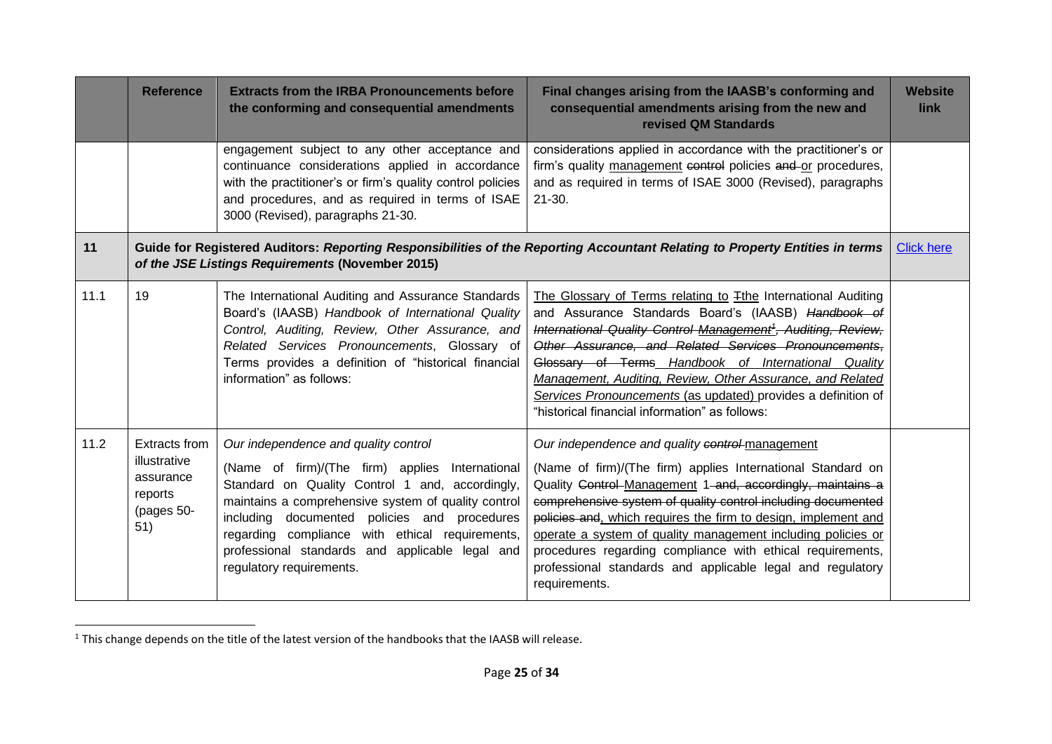| | Reference | Extracts from the IRBA Pronouncements before the conforming and consequential amendments | Final changes arising from the IAASB's conforming and consequential amendments arising from the new and revised QM Standards | Website link |
|---|---|---|---|---|
| | | engagement subject to any other acceptance and continuance considerations applied in accordance with the practitioner's or firm's quality control policies and procedures, and as required in terms of ISAE 3000 (Revised), paragraphs 21-30. | considerations applied in accordance with the practitioner's or firm's quality <u>management</u> ~~control~~ policies ~~and~~ <u>or</u> procedures, and as required in terms of ISAE 3000 (Revised), paragraphs 21-30. | |
| **11** | **Guide for Registered Auditors: *Reporting Responsibilities of the Reporting Accountant Relating to Property Entities in terms of the JSE Listings Requirements* (November 2015)** | | | [Click here]() |
| 11.1 | 19 | The International Auditing and Assurance Standards Board's (IAASB) *Handbook of International Quality Control, Auditing, Review, Other Assurance, and Related Services Pronouncements*, Glossary of Terms provides a definition of "historical financial information" as follows: | <u>The Glossary of Terms relating to</u> ~~T~~<u>t</u>he International Auditing and Assurance Standards Board's (IAASB) ~~*Handbook of International Quality Control Management*[1], *Auditing, Review, Other Assurance, and Related Services Pronouncements*, Glossary of Terms~~ <u>*Handbook of International Quality Management, Auditing, Review, Other Assurance, and Related Services Pronouncements* (as updated)</u> provides a definition of "historical financial information" as follows: | |
| 11.2 | Extracts from illustrative assurance reports (pages 50-51) | *Our independence and quality control*<br><br>(Name of firm)/(The firm) applies International Standard on Quality Control 1 and, accordingly, maintains a comprehensive system of quality control including documented policies and procedures regarding compliance with ethical requirements, professional standards and applicable legal and regulatory requirements. | *Our independence and quality ~~control~~ <u>management</u>*<br><br>(Name of firm)/(The firm) applies International Standard on Quality ~~Control~~ <u>Management</u> 1 ~~and, accordingly, maintains a comprehensive system of quality control including documented policies and~~<u>, which requires the firm to design, implement and operate a system of quality management including policies or</u> procedures regarding compliance with ethical requirements, professional standards and applicable legal and regulatory requirements. | |

[1] This change depends on the title of the latest version of the handbooks that the IAASB will release.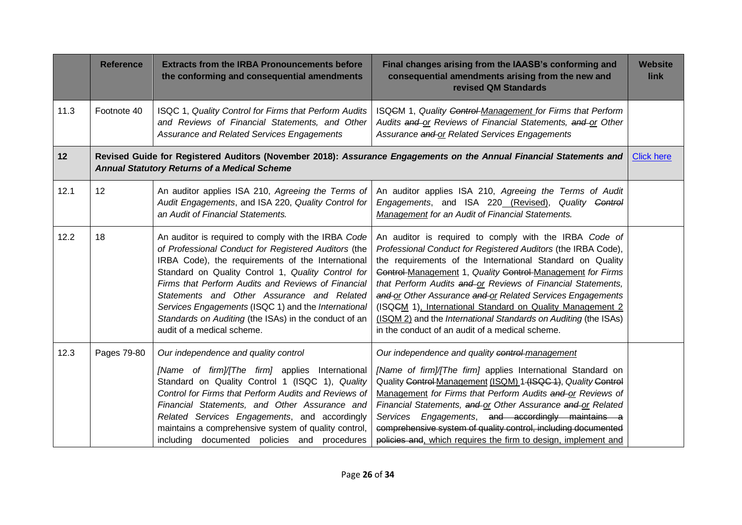| | Reference | Extracts from the IRBA Pronouncements before the conforming and consequential amendments | Final changes arising from the IAASB's conforming and consequential amendments arising from the new and revised QM Standards | Website link |
|---|---|---|---|---|
| 11.3 | Footnote 40 | ISQC 1, *Quality Control for Firms that Perform Audits and Reviews of Financial Statements, and Other Assurance and Related Services Engagements* | ISQ~~C~~M 1, *Quality ~~Control~~ Management for Firms that Perform Audits ~~and~~ or Reviews of Financial Statements, ~~and~~ or Other Assurance ~~and~~ or Related Services Engagements* | |
| **12** | **Revised Guide for Registered Auditors (November 2018): *Assurance Engagements on the Annual Financial Statements and Annual Statutory Returns of a Medical Scheme*** | | | [Click here]() |
| 12.1 | 12 | An auditor applies ISA 210, *Agreeing the Terms of Audit Engagements*, and ISA 220, *Quality Control for an Audit of Financial Statements.* | An auditor applies ISA 210, *Agreeing the Terms of Audit Engagements*, and ISA 220 (Revised), *Quality ~~Control~~ Management for an Audit of Financial Statements.* | |
| 12.2 | 18 | An auditor is required to comply with the IRBA *Code of Professional Conduct for Registered Auditors* (the IRBA Code), the requirements of the International Standard on Quality Control 1, *Quality Control for Firms that Perform Audits and Reviews of Financial Statements and Other Assurance and Related Services Engagements* (ISQC 1) and the *International Standards on Auditing* (the ISAs) in the conduct of an audit of a medical scheme. | An auditor is required to comply with the IRBA *Code of Professional Conduct for Registered Auditors* (the IRBA Code), the requirements of the International Standard on Quality ~~Control~~ Management 1, *Quality ~~Control~~ Management for Firms that Perform Audits ~~and~~ or Reviews of Financial Statements, ~~and~~ or Other Assurance ~~and~~ or Related Services Engagements* (ISQ~~C~~M 1), International Standard on Quality Management 2 (ISQM 2) and the *International Standards on Auditing* (the ISAs) in the conduct of an audit of a medical scheme. | |
| 12.3 | Pages 79-80 | *Our independence and quality control*<br><br>*[Name of firm]/[The firm]* applies International Standard on Quality Control 1 (ISQC 1), *Quality Control for Firms that Perform Audits and Reviews of Financial Statements, and Other Assurance and Related Services Engagements*, and accordingly maintains a comprehensive system of quality control, including documented policies and procedures | *Our independence and quality ~~control~~ management*<br><br>*[Name of firm]/[The firm]* applies International Standard on Quality ~~Control~~ Management (ISQM) 1 ~~(ISQC 1)~~, *Quality ~~Control~~ Management for Firms that Perform Audits ~~and~~ or Reviews of Financial Statements, ~~and~~ or Other Assurance ~~and~~ or Related Services Engagements*, ~~and accordingly maintains a comprehensive system of quality control, including documented policies and~~, which requires the firm to design, implement and | |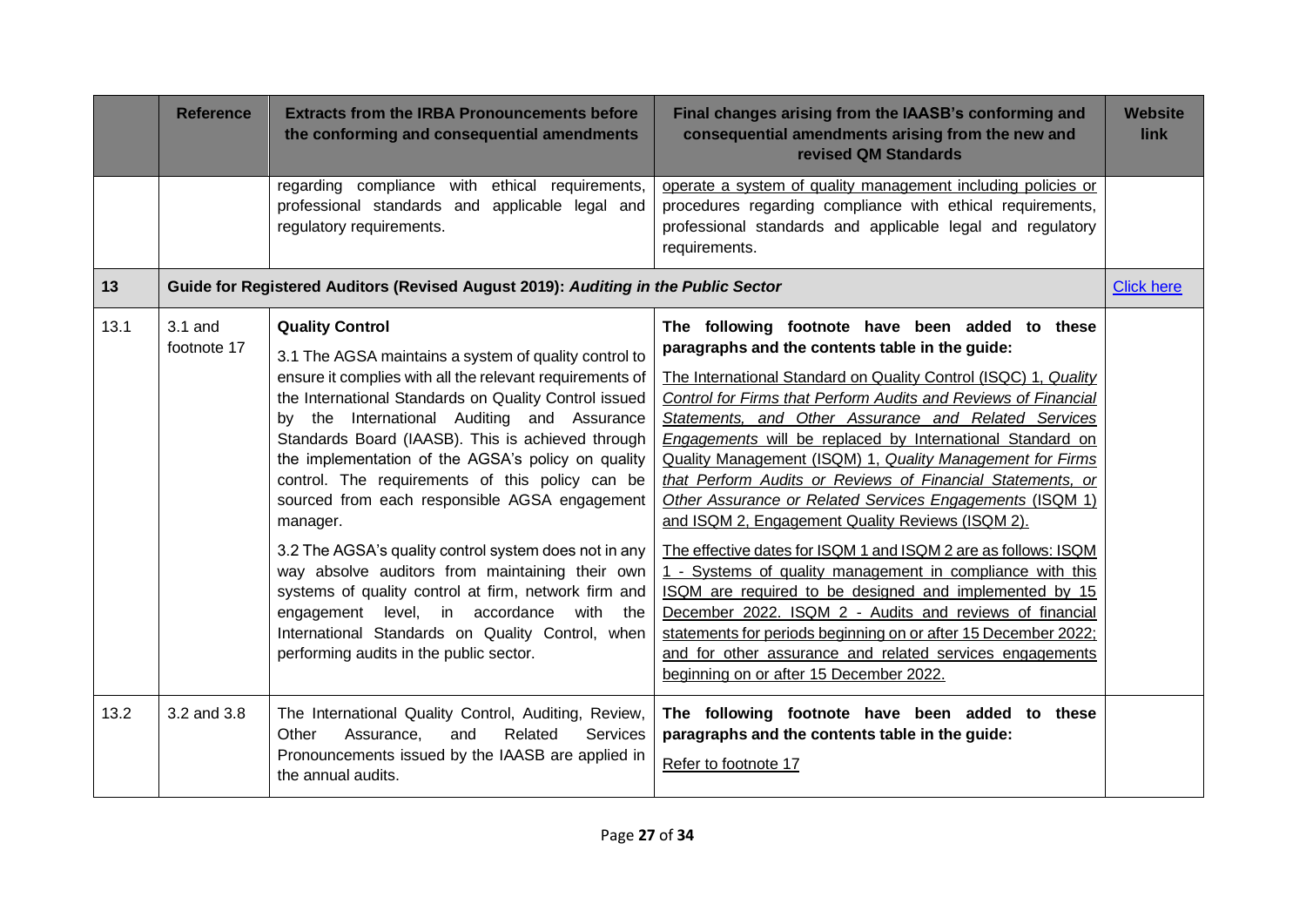| | Reference | Extracts from the IRBA Pronouncements before the conforming and consequential amendments | Final changes arising from the IAASB's conforming and consequential amendments arising from the new and revised QM Standards | Website link |
|---|---|---|---|---|
| | | regarding compliance with ethical requirements, professional standards and applicable legal and regulatory requirements. | operate a system of quality management including policies or procedures regarding compliance with ethical requirements, professional standards and applicable legal and regulatory requirements. | |
| **13** | **Guide for Registered Auditors (Revised August 2019): *Auditing in the Public Sector*** | | | Click here |
| 13.1 | 3.1 and footnote 17 | **Quality Control**<br><br>3.1 The AGSA maintains a system of quality control to ensure it complies with all the relevant requirements of the International Standards on Quality Control issued by the International Auditing and Assurance Standards Board (IAASB). This is achieved through the implementation of the AGSA's policy on quality control. The requirements of this policy can be sourced from each responsible AGSA engagement manager.<br><br>3.2 The AGSA's quality control system does not in any way absolve auditors from maintaining their own systems of quality control at firm, network firm and engagement level, in accordance with the International Standards on Quality Control, when performing audits in the public sector. | **The following footnote have been added to these paragraphs and the contents table in the guide:**<br><br>The International Standard on Quality Control (ISQC) 1, *Quality Control for Firms that Perform Audits and Reviews of Financial Statements, and Other Assurance and Related Services Engagements* will be replaced by International Standard on Quality Management (ISQM) 1, *Quality Management for Firms that Perform Audits or Reviews of Financial Statements, or Other Assurance or Related Services Engagements* (ISQM 1) and ISQM 2, Engagement Quality Reviews (ISQM 2).<br><br>The effective dates for ISQM 1 and ISQM 2 are as follows: ISQM 1 - Systems of quality management in compliance with this ISQM are required to be designed and implemented by 15 December 2022. ISQM 2 - Audits and reviews of financial statements for periods beginning on or after 15 December 2022; and for other assurance and related services engagements beginning on or after 15 December 2022. | |
| 13.2 | 3.2 and 3.8 | The International Quality Control, Auditing, Review, Other Assurance, and Related Services Pronouncements issued by the IAASB are applied in the annual audits. | **The following footnote have been added to these paragraphs and the contents table in the guide:**<br><br>Refer to footnote 17 | |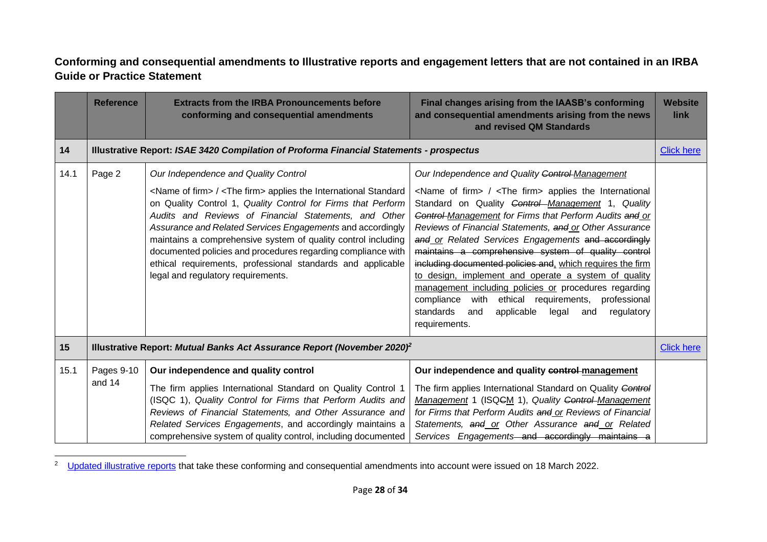**Conforming and consequential amendments to Illustrative reports and engagement letters that are not contained in an IRBA Guide or Practice Statement**

| | Reference | Extracts from the IRBA Pronouncements before conforming and consequential amendments | Final changes arising from the IAASB's conforming and consequential amendments arising from the news and revised QM Standards | Website link |
|---|---|---|---|---|
| **14** | **Illustrative Report: *ISAE 3420 Compilation of Proforma Financial Statements - prospectus*** | | | Click here |
| 14.1 | Page 2 | *Our Independence and Quality Control*<br><br><Name of firm> / <The firm> applies the International Standard on Quality Control 1, *Quality Control for Firms that Perform Audits and Reviews of Financial Statements, and Other Assurance and Related Services Engagements* and accordingly maintains a comprehensive system of quality control including documented policies and procedures regarding compliance with ethical requirements, professional standards and applicable legal and regulatory requirements. | *Our Independence and Quality ~~Control~~ Management*<br><br><Name of firm> / <The firm> applies the International Standard on Quality ~~Control~~ Management 1, *Quality ~~Control~~ Management for Firms that Perform Audits ~~and~~ or Reviews of Financial Statements, ~~and~~ or Other Assurance ~~and~~ or Related Services Engagements* ~~and accordingly maintains a comprehensive system of quality control including documented policies and~~, which requires the firm to design, implement and operate a system of quality management including policies or procedures regarding compliance with ethical requirements, professional standards and applicable legal and regulatory requirements. | |
| **15** | **Illustrative Report: *Mutual Banks Act Assurance Report (November 2020)*[2]** | | | Click here |
| 15.1 | Pages 9-10 and 14 | **Our independence and quality control**<br><br>The firm applies International Standard on Quality Control 1 (ISQC 1), *Quality Control for Firms that Perform Audits and Reviews of Financial Statements, and Other Assurance and Related Services Engagements*, and accordingly maintains a comprehensive system of quality control, including documented | **Our independence and quality ~~control~~ management**<br><br>The firm applies International Standard on Quality ~~Control~~ Management 1 (ISQ~~C~~M 1), *Quality ~~Control~~ Management for Firms that Perform Audits ~~and~~ or Reviews of Financial Statements, ~~and~~ or Other Assurance ~~and~~ or Related Services Engagements* ~~and accordingly maintains a~~ | |

[2] Updated illustrative reports that take these conforming and consequential amendments into account were issued on 18 March 2022.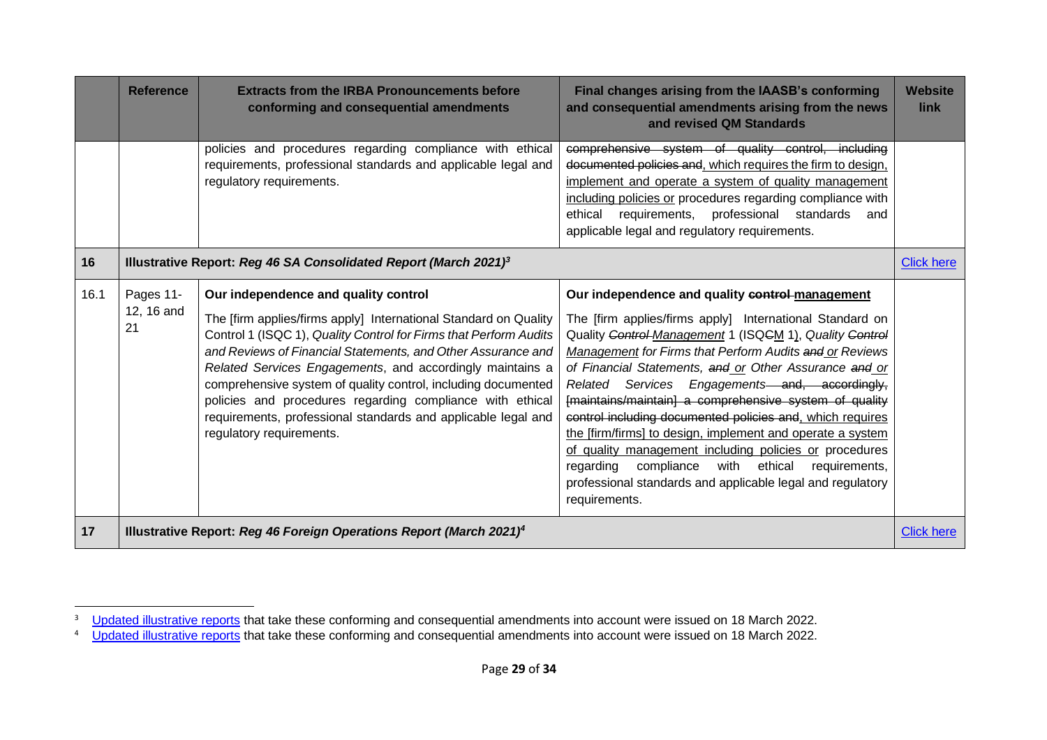| | Reference | Extracts from the IRBA Pronouncements before conforming and consequential amendments | Final changes arising from the IAASB's conforming and consequential amendments arising from the news and revised QM Standards | Website link |
|---|---|---|---|---|
| | | policies and procedures regarding compliance with ethical requirements, professional standards and applicable legal and regulatory requirements. | ~~comprehensive system of quality control, including documented policies and~~, which requires the firm to design, implement and operate a system of quality management including policies or procedures regarding compliance with ethical requirements, professional standards and applicable legal and regulatory requirements. | |
| **16** | **Illustrative Report:** ***Reg 46 SA Consolidated Report (March 2021)***[3] | | | Click here |
| 16.1 | Pages 11-12, 16 and 21 | **Our independence and quality control**<br><br>The [firm applies/firms apply] International Standard on Quality Control 1 (ISQC 1), *Quality Control for Firms that Perform Audits and Reviews of Financial Statements, and Other Assurance and Related Services Engagements*, and accordingly maintains a comprehensive system of quality control, including documented policies and procedures regarding compliance with ethical requirements, professional standards and applicable legal and regulatory requirements. | **Our independence and quality ~~control~~ management**<br><br>The [firm applies/firms apply] International Standard on Quality ~~Control~~ Management 1 (ISQ~~C~~M 1), *Quality ~~Control~~ Management for Firms that Perform Audits ~~and~~ or Reviews of Financial Statements, ~~and~~ or Other Assurance ~~and~~ or Related Services Engagements*~~, and, accordingly, [maintains/maintain] a comprehensive system of quality control including documented policies and~~, which requires the [firm/firms] to design, implement and operate a system of quality management including policies or procedures regarding compliance with ethical requirements, professional standards and applicable legal and regulatory requirements. | |
| **17** | **Illustrative Report:** ***Reg 46 Foreign Operations Report (March 2021)***[4] | | | Click here |

[3] Updated illustrative reports that take these conforming and consequential amendments into account were issued on 18 March 2022.

[4] Updated illustrative reports that take these conforming and consequential amendments into account were issued on 18 March 2022.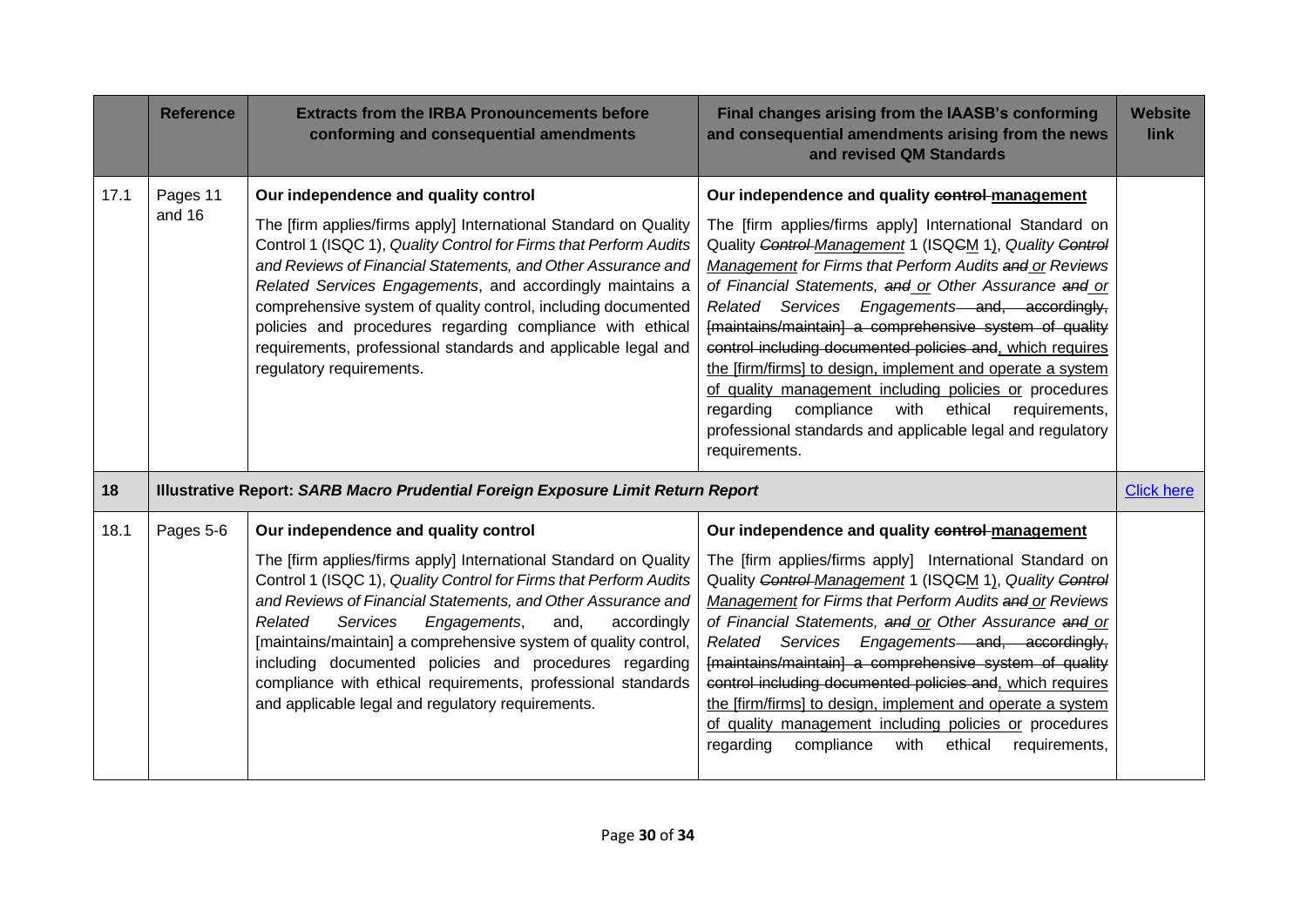| | Reference | Extracts from the IRBA Pronouncements before conforming and consequential amendments | Final changes arising from the IAASB's conforming and consequential amendments arising from the news and revised QM Standards | Website link |
|---|---|---|---|---|
| 17.1 | Pages 11 and 16 | **Our independence and quality control**<br><br>The [firm applies/firms apply] International Standard on Quality Control 1 (ISQC 1), *Quality Control for Firms that Perform Audits and Reviews of Financial Statements, and Other Assurance and Related Services Engagements*, and accordingly maintains a comprehensive system of quality control, including documented policies and procedures regarding compliance with ethical requirements, professional standards and applicable legal and regulatory requirements. | **Our independence and quality ~~control~~ management**<br><br>The [firm applies/firms apply] International Standard on Quality ~~Control~~ Management 1 (ISQ~~C~~M 1), *Quality ~~Control~~ Management for Firms that Perform Audits ~~and~~ or Reviews of Financial Statements, ~~and~~ or Other Assurance ~~and~~ or Related Services Engagements* ~~and, accordingly, [maintains/maintain] a comprehensive system of quality control including documented policies and~~, which requires the [firm/firms] to design, implement and operate a system of quality management including policies or procedures regarding compliance with ethical requirements, professional standards and applicable legal and regulatory requirements. | |
| **18** | **Illustrative Report: *SARB Macro Prudential Foreign Exposure Limit Return Report*** | | | Click here |
| 18.1 | Pages 5-6 | **Our independence and quality control**<br><br>The [firm applies/firms apply] International Standard on Quality Control 1 (ISQC 1), *Quality Control for Firms that Perform Audits and Reviews of Financial Statements, and Other Assurance and Related Services Engagements*, and, accordingly [maintains/maintain] a comprehensive system of quality control, including documented policies and procedures regarding compliance with ethical requirements, professional standards and applicable legal and regulatory requirements. | **Our independence and quality ~~control~~ management**<br><br>The [firm applies/firms apply] International Standard on Quality ~~Control~~ Management 1 (ISQ~~C~~M 1), *Quality ~~Control~~ Management for Firms that Perform Audits ~~and~~ or Reviews of Financial Statements, ~~and~~ or Other Assurance ~~and~~ or Related Services Engagements* ~~and, accordingly, [maintains/maintain] a comprehensive system of quality control including documented policies and~~, which requires the [firm/firms] to design, implement and operate a system of quality management including policies or procedures regarding compliance with ethical requirements, | |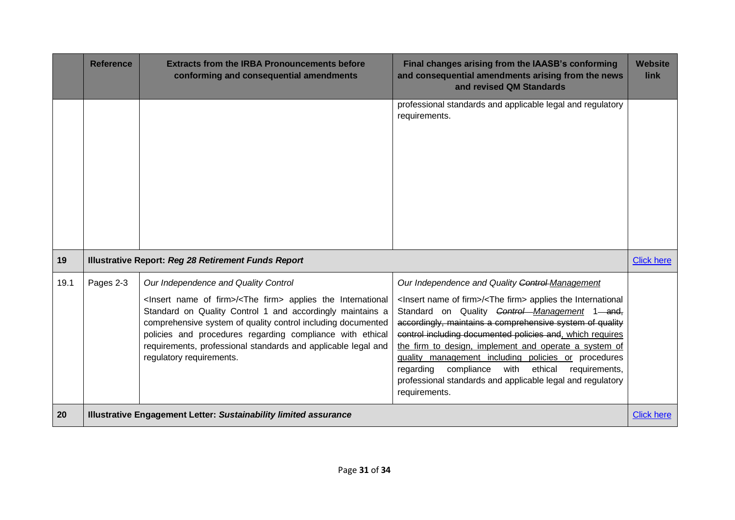| | Reference | Extracts from the IRBA Pronouncements before conforming and consequential amendments | Final changes arising from the IAASB's conforming and consequential amendments arising from the news and revised QM Standards | Website link |
|---|---|---|---|---|
| | | | professional standards and applicable legal and regulatory requirements. | |
| **19** | **Illustrative Report: *Reg 28 Retirement Funds Report*** | | | [Click here]() |
| 19.1 | Pages 2-3 | *Our Independence and Quality Control*<br><br><Insert name of firm>/<The firm> applies the International Standard on Quality Control 1 and accordingly maintains a comprehensive system of quality control including documented policies and procedures regarding compliance with ethical requirements, professional standards and applicable legal and regulatory requirements. | *Our Independence and Quality ~~Control~~ <u>Management</u>*<br><br><Insert name of firm>/<The firm> applies the International Standard on Quality *~~Control~~ <u>Management</u>* 1 ~~and, accordingly, maintains a comprehensive system of quality control including documented policies and~~, <u>which requires the firm to design, implement and operate a system of quality management including policies or</u> procedures regarding compliance with ethical requirements, professional standards and applicable legal and regulatory requirements. | |
| **20** | **Illustrative Engagement Letter: *Sustainability limited assurance*** | | | [Click here]() |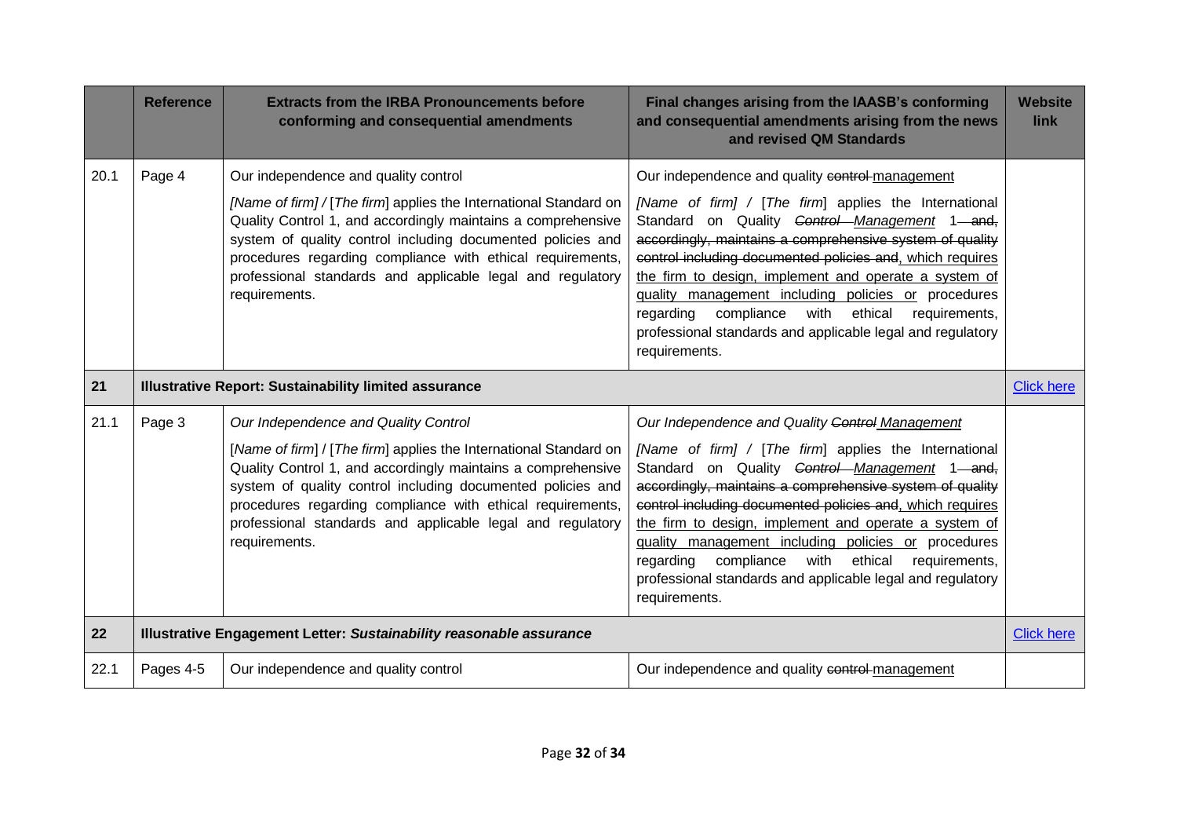| | Reference | Extracts from the IRBA Pronouncements before conforming and consequential amendments | Final changes arising from the IAASB's conforming and consequential amendments arising from the news and revised QM Standards | Website link |
|---|---|---|---|---|
| 20.1 | Page 4 | Our independence and quality control<br><br>*[Name of firm]* / [*The firm*] applies the International Standard on Quality Control 1, and accordingly maintains a comprehensive system of quality control including documented policies and procedures regarding compliance with ethical requirements, professional standards and applicable legal and regulatory requirements. | Our independence and quality ~~control~~ management<br><br>*[Name of firm]* / [*The firm*] applies the International Standard on Quality ~~*Control*~~ *Management* 1 ~~and, accordingly, maintains a comprehensive system of quality control including documented policies and~~, which requires the firm to design, implement and operate a system of quality management including policies or procedures regarding compliance with ethical requirements, professional standards and applicable legal and regulatory requirements. | |
| **21** | **Illustrative Report: Sustainability limited assurance** | | | Click here |
| 21.1 | Page 3 | *Our Independence and Quality Control*<br><br>[*Name of firm*] / [*The firm*] applies the International Standard on Quality Control 1, and accordingly maintains a comprehensive system of quality control including documented policies and procedures regarding compliance with ethical requirements, professional standards and applicable legal and regulatory requirements. | *Our Independence and Quality ~~Control~~ Management*<br><br>*[Name of firm]* / [*The firm*] applies the International Standard on Quality ~~*Control*~~ *Management* 1 ~~and, accordingly, maintains a comprehensive system of quality control including documented policies and~~, which requires the firm to design, implement and operate a system of quality management including policies or procedures regarding compliance with ethical requirements, professional standards and applicable legal and regulatory requirements. | |
| **22** | **Illustrative Engagement Letter: *Sustainability reasonable assurance*** | | | Click here |
| 22.1 | Pages 4-5 | Our independence and quality control | Our independence and quality ~~control~~ management | |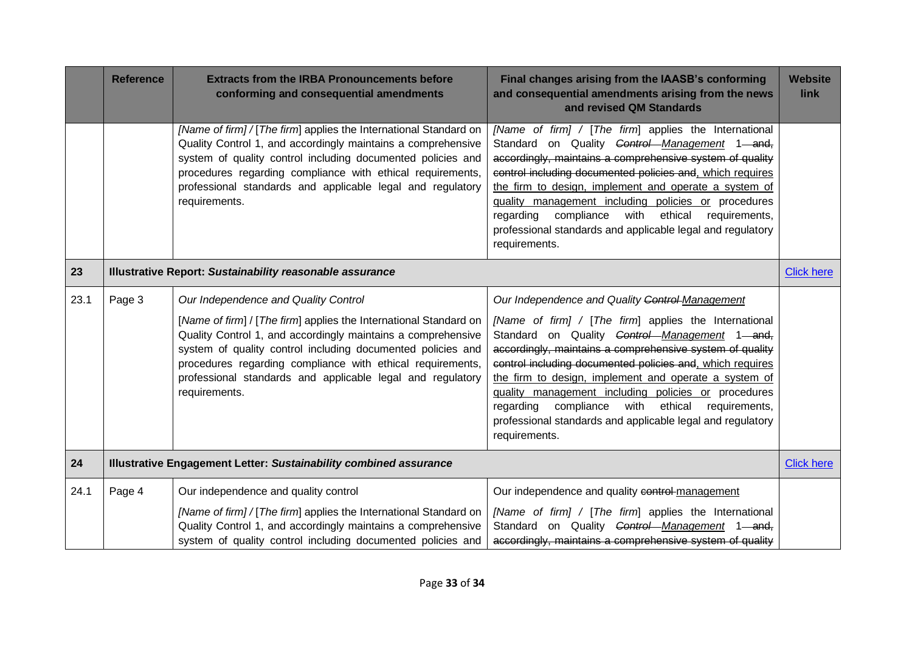| | Reference | Extracts from the IRBA Pronouncements before conforming and consequential amendments | Final changes arising from the IAASB's conforming and consequential amendments arising from the news and revised QM Standards | Website link |
|---|---|---|---|---|
| | | *[Name of firm] / [The firm]* applies the International Standard on Quality Control 1, and accordingly maintains a comprehensive system of quality control including documented policies and procedures regarding compliance with ethical requirements, professional standards and applicable legal and regulatory requirements. | *[Name of firm] / [The firm]* applies the International Standard on Quality ~~*Control*~~ <u>*Management*</u> 1 ~~and, accordingly, maintains a comprehensive system of quality control including documented policies and~~<u>, which requires the firm to design, implement and operate a system of quality management including policies or</u> procedures regarding compliance with ethical requirements, professional standards and applicable legal and regulatory requirements. | |
| **23** | **Illustrative Report: *Sustainability reasonable assurance*** | | | [Click here]() |
| 23.1 | Page 3 | *Our Independence and Quality Control*<br><br>[*Name of firm*] / [*The firm*] applies the International Standard on Quality Control 1, and accordingly maintains a comprehensive system of quality control including documented policies and procedures regarding compliance with ethical requirements, professional standards and applicable legal and regulatory requirements. | *Our Independence and Quality* ~~*Control*~~ <u>*Management*</u><br><br>*[Name of firm] / [The firm]* applies the International Standard on Quality ~~*Control*~~ <u>*Management*</u> 1 ~~and, accordingly, maintains a comprehensive system of quality control including documented policies and~~<u>, which requires the firm to design, implement and operate a system of quality management including policies or</u> procedures regarding compliance with ethical requirements, professional standards and applicable legal and regulatory requirements. | |
| **24** | **Illustrative Engagement Letter: *Sustainability combined assurance*** | | | [Click here]() |
| 24.1 | Page 4 | Our independence and quality control<br><br>*[Name of firm] / [The firm]* applies the International Standard on Quality Control 1, and accordingly maintains a comprehensive system of quality control including documented policies and | Our independence and quality ~~control~~ <u>management</u><br><br>*[Name of firm] / [The firm]* applies the International Standard on Quality ~~*Control*~~ <u>*Management*</u> 1 ~~and, accordingly, maintains a comprehensive system of quality~~ | |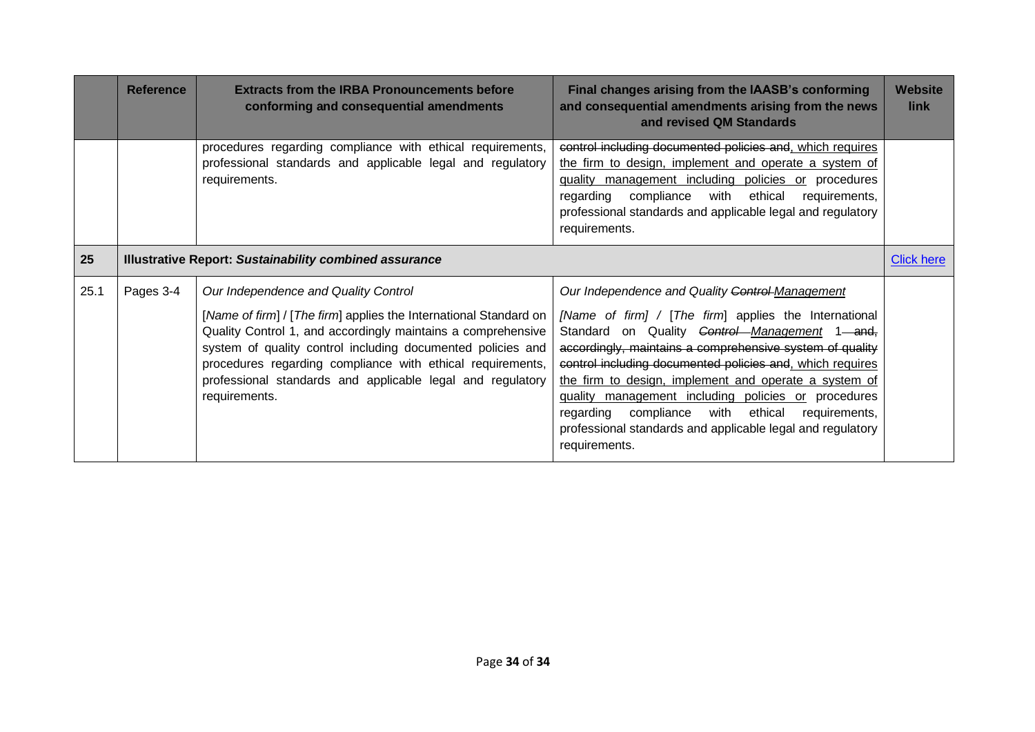| | Reference | Extracts from the IRBA Pronouncements before conforming and consequential amendments | Final changes arising from the IAASB's conforming and consequential amendments arising from the news and revised QM Standards | Website link |
|---|---|---|---|---|
| | | procedures regarding compliance with ethical requirements, professional standards and applicable legal and regulatory requirements. | ~~control including documented policies and~~, which requires the firm to design, implement and operate a system of quality management including policies or procedures regarding compliance with ethical requirements, professional standards and applicable legal and regulatory requirements. | |
| **25** | **Illustrative Report: *Sustainability combined assurance*** | | | Click here |
| 25.1 | Pages 3-4 | *Our Independence and Quality Control*<br><br>[*Name of firm*] / [*The firm*] applies the International Standard on Quality Control 1, and accordingly maintains a comprehensive system of quality control including documented policies and procedures regarding compliance with ethical requirements, professional standards and applicable legal and regulatory requirements. | *Our Independence and Quality ~~Control~~ Management*<br><br>*[Name of firm]* / [*The firm*] applies the International Standard on Quality ~~*Control*~~ *Management* 1 ~~and, accordingly, maintains a comprehensive system of quality control including documented policies and~~, which requires the firm to design, implement and operate a system of quality management including policies or procedures regarding compliance with ethical requirements, professional standards and applicable legal and regulatory requirements. | |